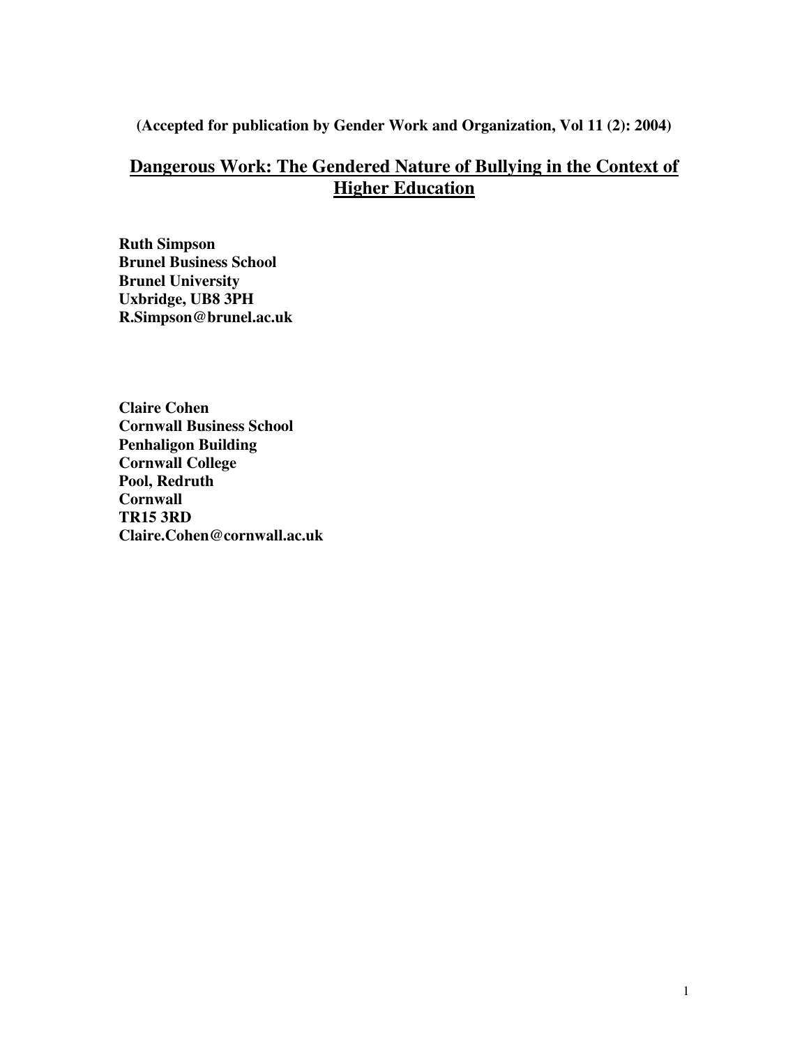**(Accepted for publication by Gender Work and Organization, Vol 11 (2): 2004)**

# Dangerous Work: The Gendered Nature of Bullying in the Context of Higher Education

**Ruth Simpson**
**Brunel Business School**
**Brunel University**
**Uxbridge, UB8 3PH**
**R.Simpson@brunel.ac.uk**

**Claire Cohen**
**Cornwall Business School**
**Penhaligon Building**
**Cornwall College**
**Pool, Redruth**
**Cornwall**
**TR15 3RD**
**Claire.Cohen@cornwall.ac.uk**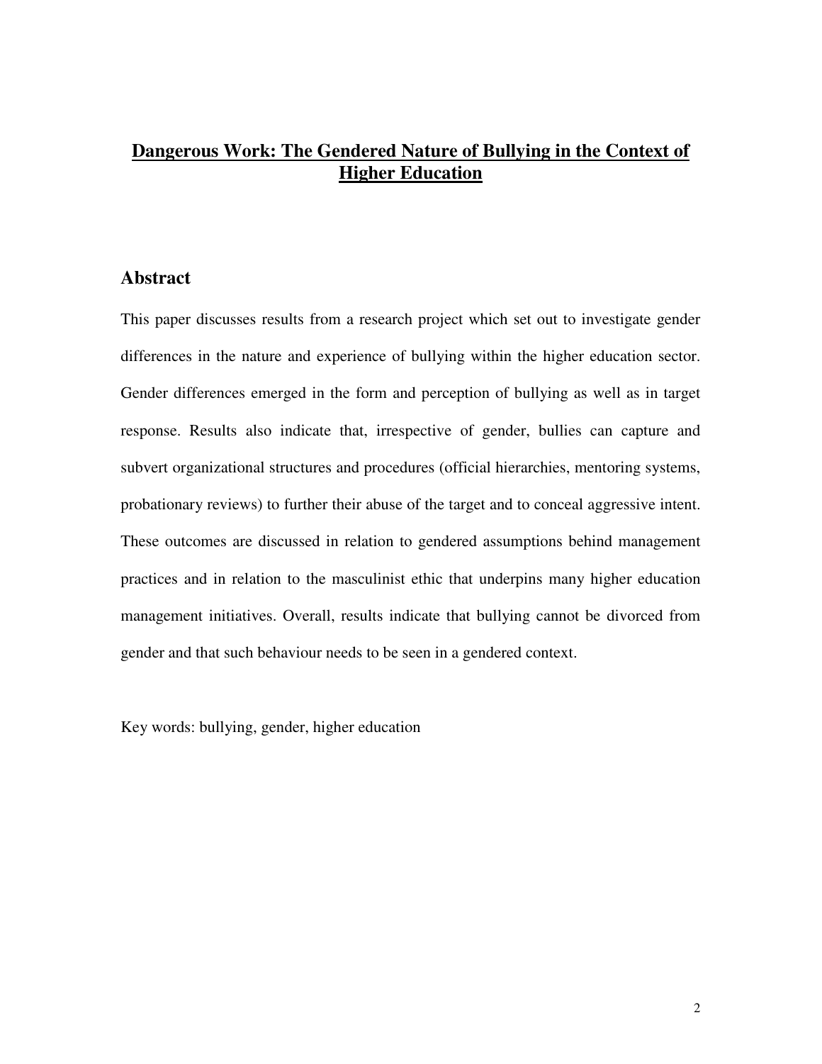# **Dangerous Work: The Gendered Nature of Bullying in the Context of Higher Education**

## Abstract

This paper discusses results from a research project which set out to investigate gender differences in the nature and experience of bullying within the higher education sector. Gender differences emerged in the form and perception of bullying as well as in target response. Results also indicate that, irrespective of gender, bullies can capture and subvert organizational structures and procedures (official hierarchies, mentoring systems, probationary reviews) to further their abuse of the target and to conceal aggressive intent. These outcomes are discussed in relation to gendered assumptions behind management practices and in relation to the masculinist ethic that underpins many higher education management initiatives. Overall, results indicate that bullying cannot be divorced from gender and that such behaviour needs to be seen in a gendered context.

Key words: bullying, gender, higher education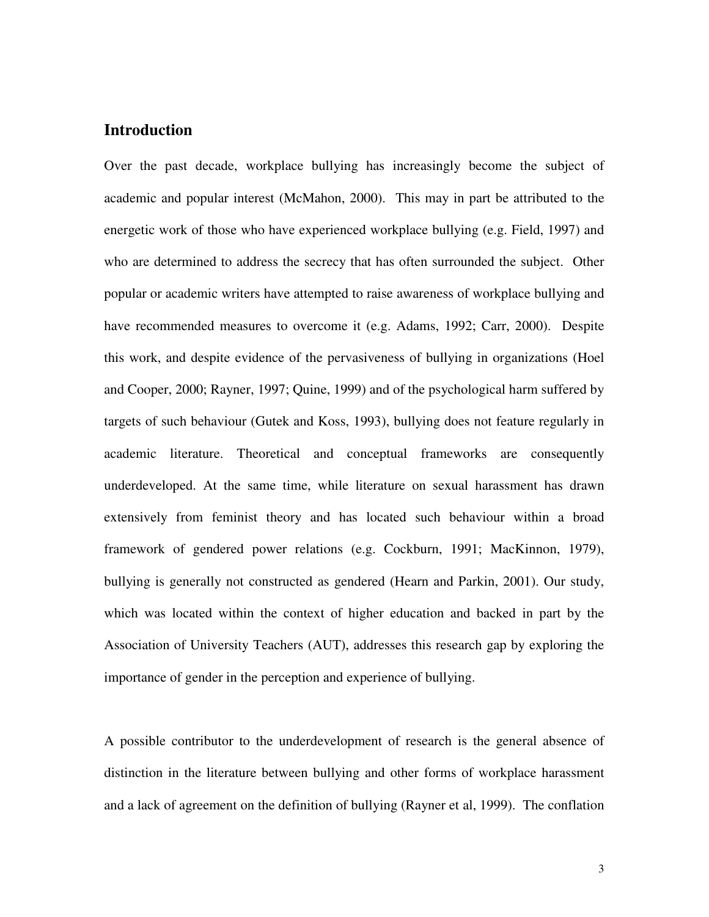## Introduction

Over the past decade, workplace bullying has increasingly become the subject of academic and popular interest (McMahon, 2000). This may in part be attributed to the energetic work of those who have experienced workplace bullying (e.g. Field, 1997) and who are determined to address the secrecy that has often surrounded the subject. Other popular or academic writers have attempted to raise awareness of workplace bullying and have recommended measures to overcome it (e.g. Adams, 1992; Carr, 2000). Despite this work, and despite evidence of the pervasiveness of bullying in organizations (Hoel and Cooper, 2000; Rayner, 1997; Quine, 1999) and of the psychological harm suffered by targets of such behaviour (Gutek and Koss, 1993), bullying does not feature regularly in academic literature. Theoretical and conceptual frameworks are consequently underdeveloped. At the same time, while literature on sexual harassment has drawn extensively from feminist theory and has located such behaviour within a broad framework of gendered power relations (e.g. Cockburn, 1991; MacKinnon, 1979), bullying is generally not constructed as gendered (Hearn and Parkin, 2001). Our study, which was located within the context of higher education and backed in part by the Association of University Teachers (AUT), addresses this research gap by exploring the importance of gender in the perception and experience of bullying.

A possible contributor to the underdevelopment of research is the general absence of distinction in the literature between bullying and other forms of workplace harassment and a lack of agreement on the definition of bullying (Rayner et al, 1999). The conflation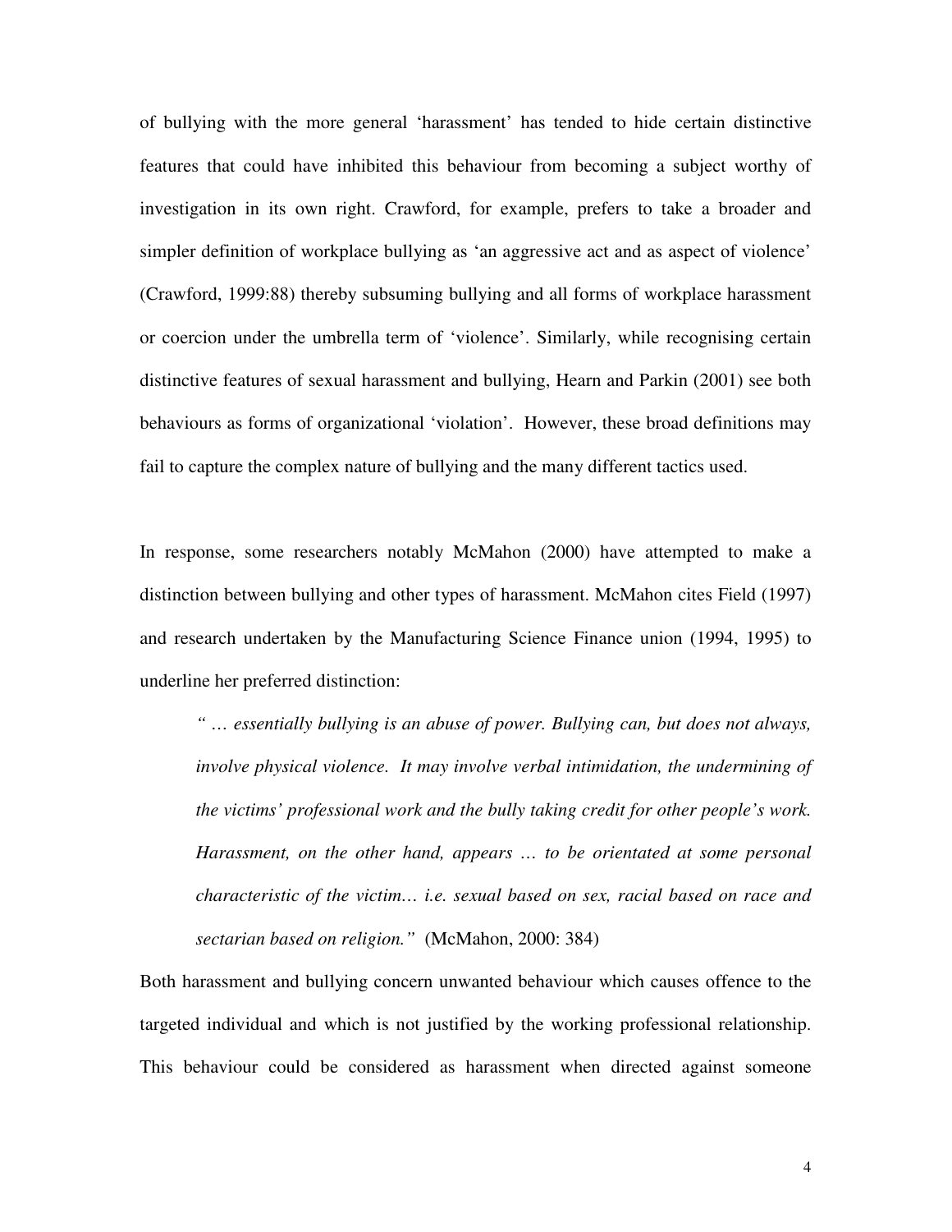of bullying with the more general 'harassment' has tended to hide certain distinctive features that could have inhibited this behaviour from becoming a subject worthy of investigation in its own right. Crawford, for example, prefers to take a broader and simpler definition of workplace bullying as 'an aggressive act and as aspect of violence' (Crawford, 1999:88) thereby subsuming bullying and all forms of workplace harassment or coercion under the umbrella term of 'violence'. Similarly, while recognising certain distinctive features of sexual harassment and bullying, Hearn and Parkin (2001) see both behaviours as forms of organizational 'violation'. However, these broad definitions may fail to capture the complex nature of bullying and the many different tactics used.

In response, some researchers notably McMahon (2000) have attempted to make a distinction between bullying and other types of harassment. McMahon cites Field (1997) and research undertaken by the Manufacturing Science Finance union (1994, 1995) to underline her preferred distinction:

> *" … essentially bullying is an abuse of power. Bullying can, but does not always, involve physical violence. It may involve verbal intimidation, the undermining of the victims' professional work and the bully taking credit for other people's work. Harassment, on the other hand, appears … to be orientated at some personal characteristic of the victim… i.e. sexual based on sex, racial based on race and sectarian based on religion."* (McMahon, 2000: 384)

Both harassment and bullying concern unwanted behaviour which causes offence to the targeted individual and which is not justified by the working professional relationship. This behaviour could be considered as harassment when directed against someone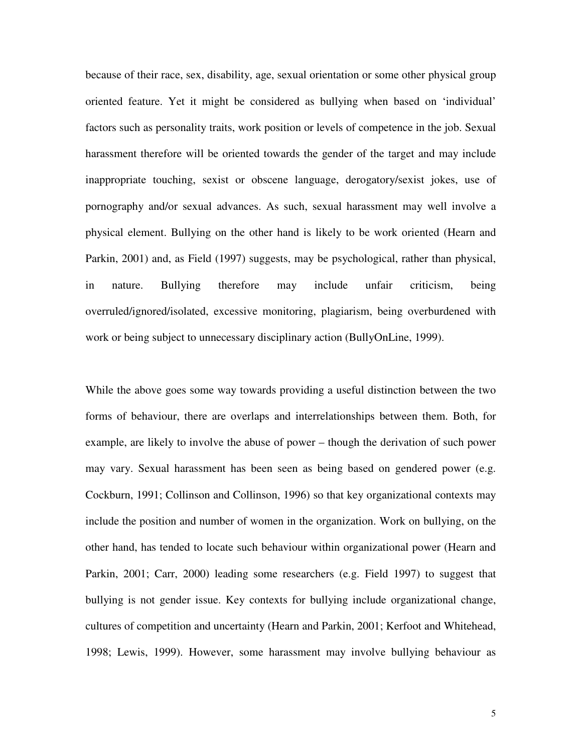because of their race, sex, disability, age, sexual orientation or some other physical group oriented feature. Yet it might be considered as bullying when based on 'individual' factors such as personality traits, work position or levels of competence in the job. Sexual harassment therefore will be oriented towards the gender of the target and may include inappropriate touching, sexist or obscene language, derogatory/sexist jokes, use of pornography and/or sexual advances. As such, sexual harassment may well involve a physical element. Bullying on the other hand is likely to be work oriented (Hearn and Parkin, 2001) and, as Field (1997) suggests, may be psychological, rather than physical, in nature. Bullying therefore may include unfair criticism, being overruled/ignored/isolated, excessive monitoring, plagiarism, being overburdened with work or being subject to unnecessary disciplinary action (BullyOnLine, 1999).

While the above goes some way towards providing a useful distinction between the two forms of behaviour, there are overlaps and interrelationships between them. Both, for example, are likely to involve the abuse of power – though the derivation of such power may vary. Sexual harassment has been seen as being based on gendered power (e.g. Cockburn, 1991; Collinson and Collinson, 1996) so that key organizational contexts may include the position and number of women in the organization. Work on bullying, on the other hand, has tended to locate such behaviour within organizational power (Hearn and Parkin, 2001; Carr, 2000) leading some researchers (e.g. Field 1997) to suggest that bullying is not gender issue. Key contexts for bullying include organizational change, cultures of competition and uncertainty (Hearn and Parkin, 2001; Kerfoot and Whitehead, 1998; Lewis, 1999). However, some harassment may involve bullying behaviour as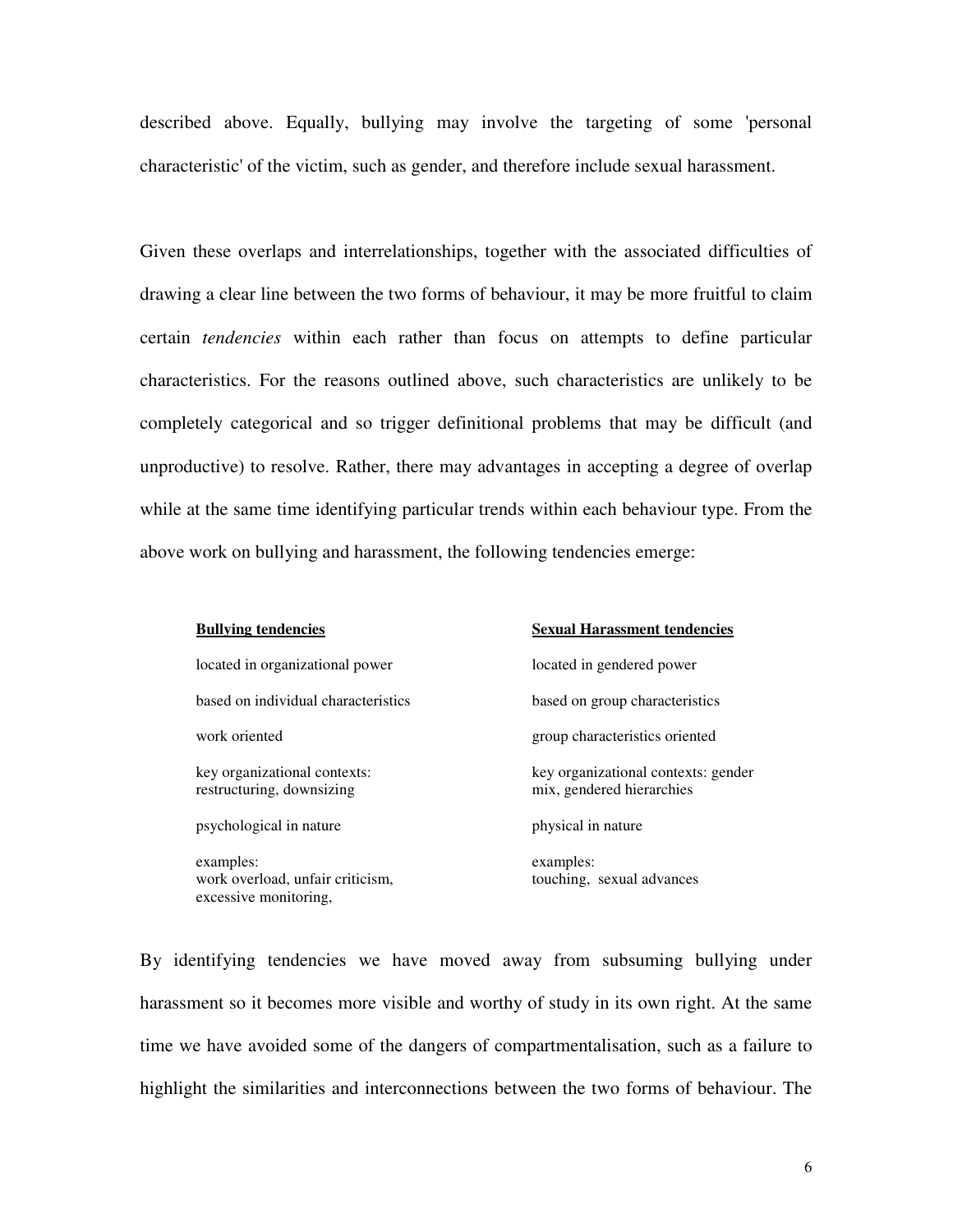described above. Equally, bullying may involve the targeting of some 'personal characteristic' of the victim, such as gender, and therefore include sexual harassment.

Given these overlaps and interrelationships, together with the associated difficulties of drawing a clear line between the two forms of behaviour, it may be more fruitful to claim certain *tendencies* within each rather than focus on attempts to define particular characteristics. For the reasons outlined above, such characteristics are unlikely to be completely categorical and so trigger definitional problems that may be difficult (and unproductive) to resolve. Rather, there may advantages in accepting a degree of overlap while at the same time identifying particular trends within each behaviour type. From the above work on bullying and harassment, the following tendencies emerge:

| **Bullying tendencies** | **Sexual Harassment tendencies** |
|---|---|
| located in organizational power | located in gendered power |
| based on individual characteristics | based on group characteristics |
| work oriented | group characteristics oriented |
| key organizational contexts: restructuring, downsizing | key organizational contexts: gender mix, gendered hierarchies |
| psychological in nature | physical in nature |
| examples: work overload, unfair criticism, excessive monitoring, | examples: touching, sexual advances |

By identifying tendencies we have moved away from subsuming bullying under harassment so it becomes more visible and worthy of study in its own right. At the same time we have avoided some of the dangers of compartmentalisation, such as a failure to highlight the similarities and interconnections between the two forms of behaviour. The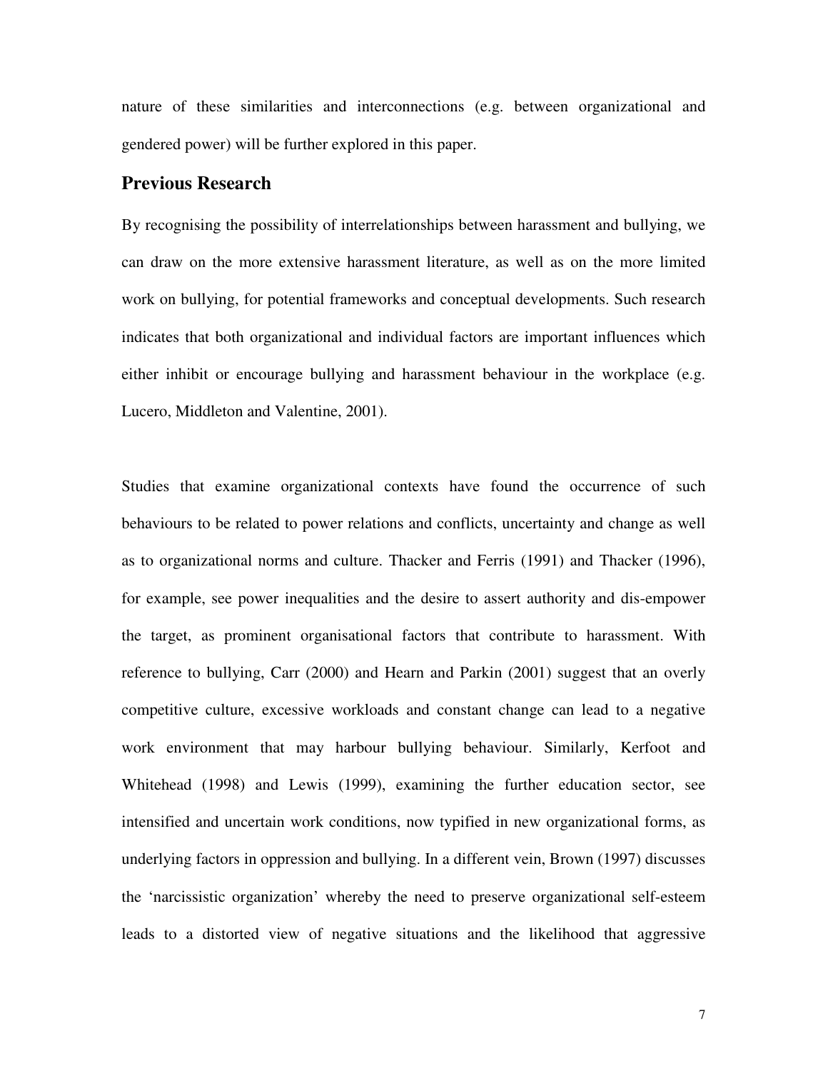nature of these similarities and interconnections (e.g. between organizational and gendered power) will be further explored in this paper.

## Previous Research

By recognising the possibility of interrelationships between harassment and bullying, we can draw on the more extensive harassment literature, as well as on the more limited work on bullying, for potential frameworks and conceptual developments. Such research indicates that both organizational and individual factors are important influences which either inhibit or encourage bullying and harassment behaviour in the workplace (e.g. Lucero, Middleton and Valentine, 2001).

Studies that examine organizational contexts have found the occurrence of such behaviours to be related to power relations and conflicts, uncertainty and change as well as to organizational norms and culture. Thacker and Ferris (1991) and Thacker (1996), for example, see power inequalities and the desire to assert authority and dis-empower the target, as prominent organisational factors that contribute to harassment. With reference to bullying, Carr (2000) and Hearn and Parkin (2001) suggest that an overly competitive culture, excessive workloads and constant change can lead to a negative work environment that may harbour bullying behaviour. Similarly, Kerfoot and Whitehead (1998) and Lewis (1999), examining the further education sector, see intensified and uncertain work conditions, now typified in new organizational forms, as underlying factors in oppression and bullying. In a different vein, Brown (1997) discusses the 'narcissistic organization' whereby the need to preserve organizational self-esteem leads to a distorted view of negative situations and the likelihood that aggressive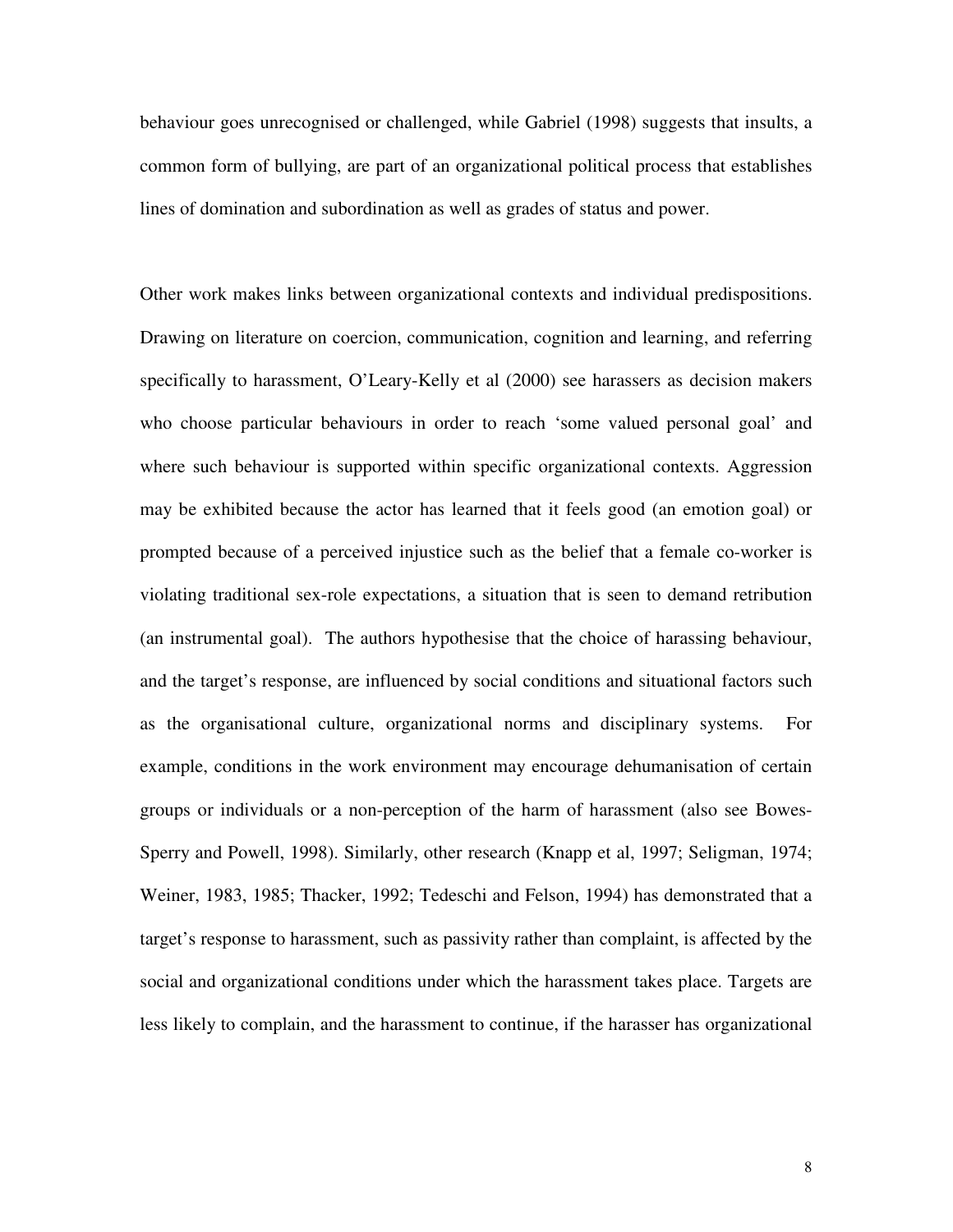behaviour goes unrecognised or challenged, while Gabriel (1998) suggests that insults, a common form of bullying, are part of an organizational political process that establishes lines of domination and subordination as well as grades of status and power.

Other work makes links between organizational contexts and individual predispositions. Drawing on literature on coercion, communication, cognition and learning, and referring specifically to harassment, O'Leary-Kelly et al (2000) see harassers as decision makers who choose particular behaviours in order to reach 'some valued personal goal' and where such behaviour is supported within specific organizational contexts. Aggression may be exhibited because the actor has learned that it feels good (an emotion goal) or prompted because of a perceived injustice such as the belief that a female co-worker is violating traditional sex-role expectations, a situation that is seen to demand retribution (an instrumental goal). The authors hypothesise that the choice of harassing behaviour, and the target's response, are influenced by social conditions and situational factors such as the organisational culture, organizational norms and disciplinary systems. For example, conditions in the work environment may encourage dehumanisation of certain groups or individuals or a non-perception of the harm of harassment (also see Bowes-Sperry and Powell, 1998). Similarly, other research (Knapp et al, 1997; Seligman, 1974; Weiner, 1983, 1985; Thacker, 1992; Tedeschi and Felson, 1994) has demonstrated that a target's response to harassment, such as passivity rather than complaint, is affected by the social and organizational conditions under which the harassment takes place. Targets are less likely to complain, and the harassment to continue, if the harasser has organizational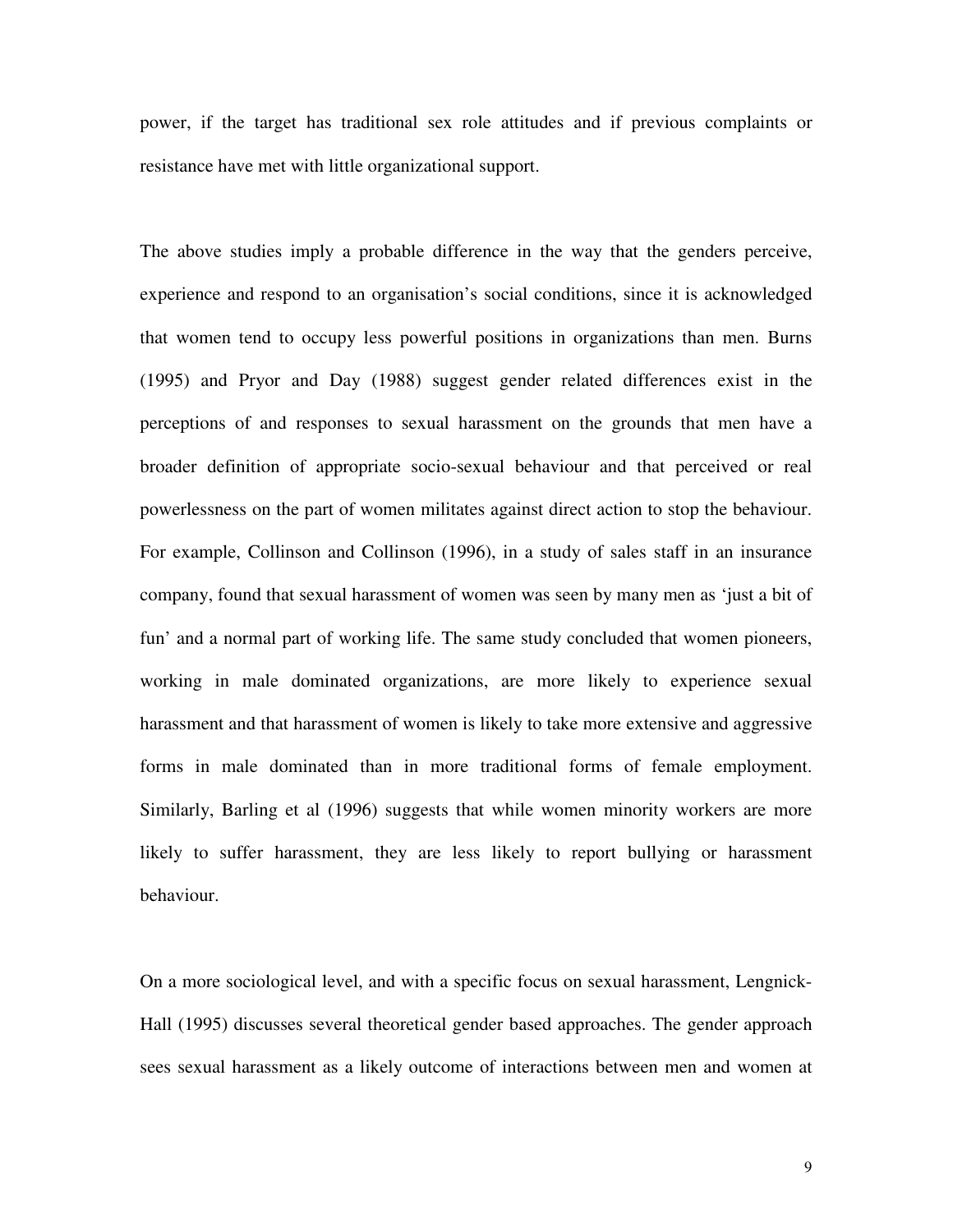power, if the target has traditional sex role attitudes and if previous complaints or resistance have met with little organizational support.

The above studies imply a probable difference in the way that the genders perceive, experience and respond to an organisation's social conditions, since it is acknowledged that women tend to occupy less powerful positions in organizations than men. Burns (1995) and Pryor and Day (1988) suggest gender related differences exist in the perceptions of and responses to sexual harassment on the grounds that men have a broader definition of appropriate socio-sexual behaviour and that perceived or real powerlessness on the part of women militates against direct action to stop the behaviour. For example, Collinson and Collinson (1996), in a study of sales staff in an insurance company, found that sexual harassment of women was seen by many men as 'just a bit of fun' and a normal part of working life. The same study concluded that women pioneers, working in male dominated organizations, are more likely to experience sexual harassment and that harassment of women is likely to take more extensive and aggressive forms in male dominated than in more traditional forms of female employment. Similarly, Barling et al (1996) suggests that while women minority workers are more likely to suffer harassment, they are less likely to report bullying or harassment behaviour.

On a more sociological level, and with a specific focus on sexual harassment, Lengnick-Hall (1995) discusses several theoretical gender based approaches. The gender approach sees sexual harassment as a likely outcome of interactions between men and women at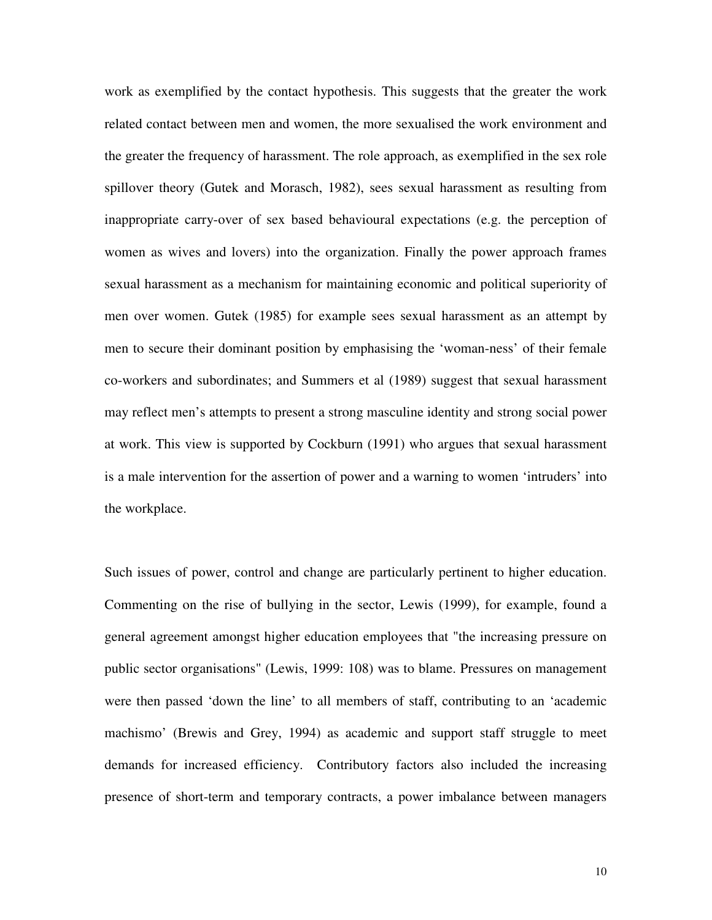work as exemplified by the contact hypothesis. This suggests that the greater the work related contact between men and women, the more sexualised the work environment and the greater the frequency of harassment. The role approach, as exemplified in the sex role spillover theory (Gutek and Morasch, 1982), sees sexual harassment as resulting from inappropriate carry-over of sex based behavioural expectations (e.g. the perception of women as wives and lovers) into the organization. Finally the power approach frames sexual harassment as a mechanism for maintaining economic and political superiority of men over women. Gutek (1985) for example sees sexual harassment as an attempt by men to secure their dominant position by emphasising the 'woman-ness' of their female co-workers and subordinates; and Summers et al (1989) suggest that sexual harassment may reflect men's attempts to present a strong masculine identity and strong social power at work. This view is supported by Cockburn (1991) who argues that sexual harassment is a male intervention for the assertion of power and a warning to women 'intruders' into the workplace.

Such issues of power, control and change are particularly pertinent to higher education. Commenting on the rise of bullying in the sector, Lewis (1999), for example, found a general agreement amongst higher education employees that "the increasing pressure on public sector organisations" (Lewis, 1999: 108) was to blame. Pressures on management were then passed 'down the line' to all members of staff, contributing to an 'academic machismo' (Brewis and Grey, 1994) as academic and support staff struggle to meet demands for increased efficiency. Contributory factors also included the increasing presence of short-term and temporary contracts, a power imbalance between managers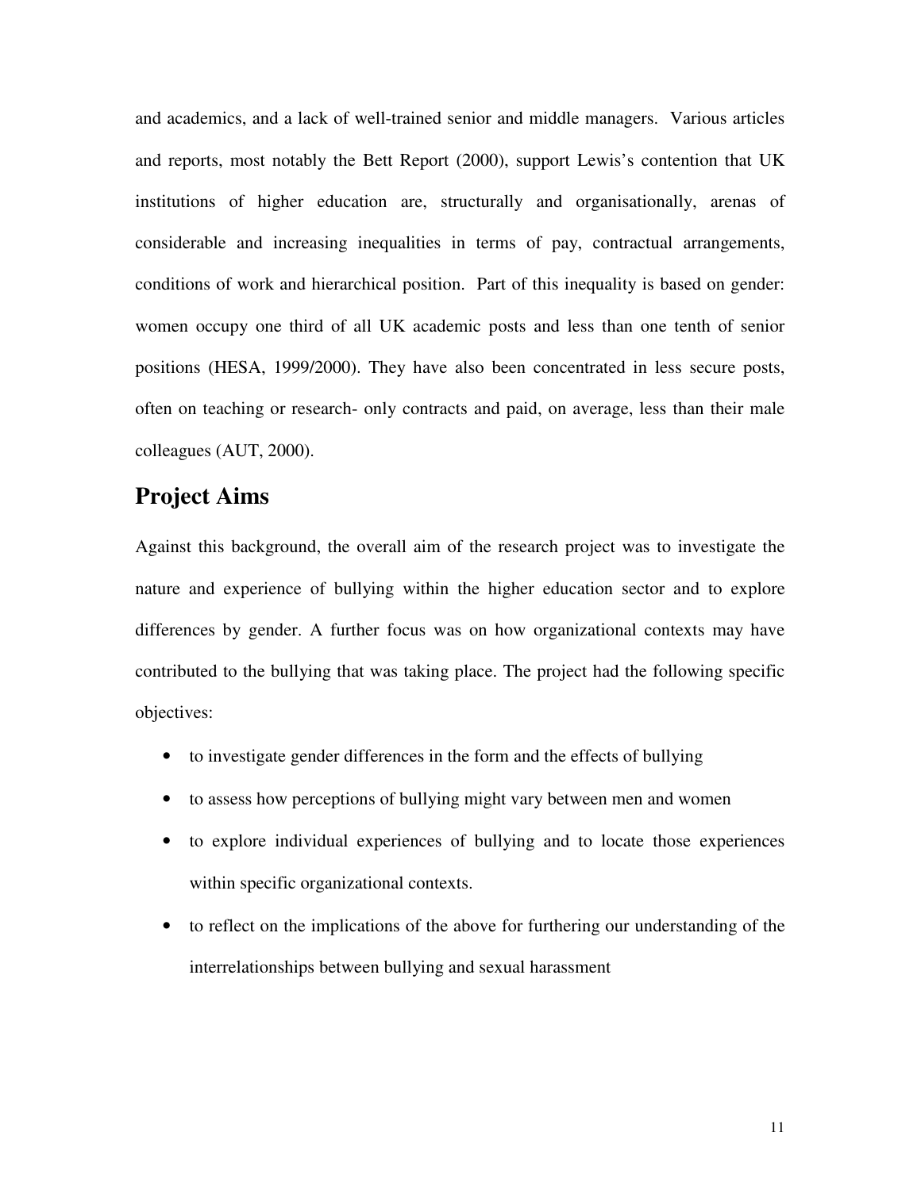and academics, and a lack of well-trained senior and middle managers. Various articles and reports, most notably the Bett Report (2000), support Lewis's contention that UK institutions of higher education are, structurally and organisationally, arenas of considerable and increasing inequalities in terms of pay, contractual arrangements, conditions of work and hierarchical position. Part of this inequality is based on gender: women occupy one third of all UK academic posts and less than one tenth of senior positions (HESA, 1999/2000). They have also been concentrated in less secure posts, often on teaching or research- only contracts and paid, on average, less than their male colleagues (AUT, 2000).

## Project Aims

Against this background, the overall aim of the research project was to investigate the nature and experience of bullying within the higher education sector and to explore differences by gender. A further focus was on how organizational contexts may have contributed to the bullying that was taking place. The project had the following specific objectives:

- to investigate gender differences in the form and the effects of bullying
- to assess how perceptions of bullying might vary between men and women
- to explore individual experiences of bullying and to locate those experiences within specific organizational contexts.
- to reflect on the implications of the above for furthering our understanding of the interrelationships between bullying and sexual harassment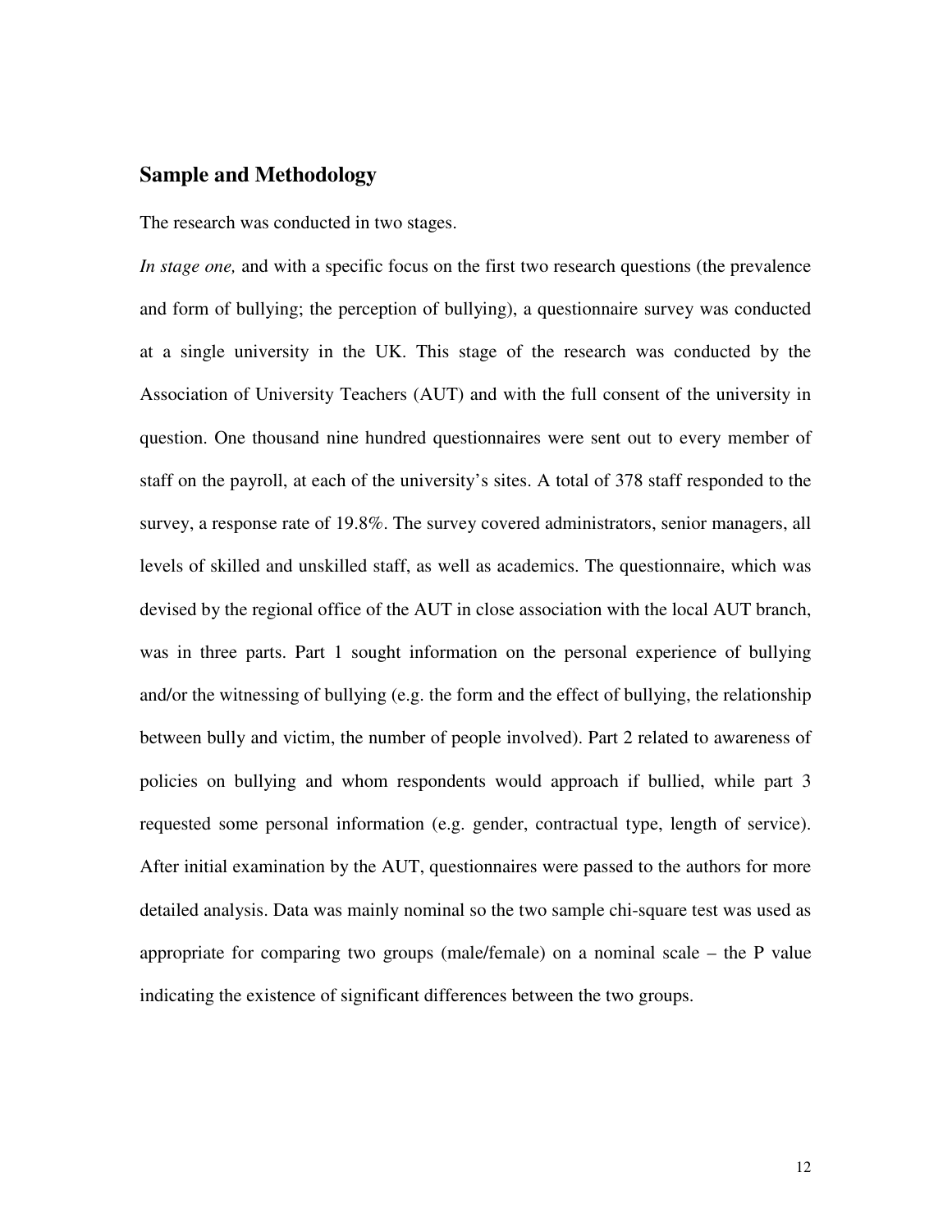## Sample and Methodology

The research was conducted in two stages.

*In stage one,* and with a specific focus on the first two research questions (the prevalence and form of bullying; the perception of bullying), a questionnaire survey was conducted at a single university in the UK. This stage of the research was conducted by the Association of University Teachers (AUT) and with the full consent of the university in question. One thousand nine hundred questionnaires were sent out to every member of staff on the payroll, at each of the university's sites. A total of 378 staff responded to the survey, a response rate of 19.8%. The survey covered administrators, senior managers, all levels of skilled and unskilled staff, as well as academics. The questionnaire, which was devised by the regional office of the AUT in close association with the local AUT branch, was in three parts. Part 1 sought information on the personal experience of bullying and/or the witnessing of bullying (e.g. the form and the effect of bullying, the relationship between bully and victim, the number of people involved). Part 2 related to awareness of policies on bullying and whom respondents would approach if bullied, while part 3 requested some personal information (e.g. gender, contractual type, length of service). After initial examination by the AUT, questionnaires were passed to the authors for more detailed analysis. Data was mainly nominal so the two sample chi-square test was used as appropriate for comparing two groups (male/female) on a nominal scale – the P value indicating the existence of significant differences between the two groups.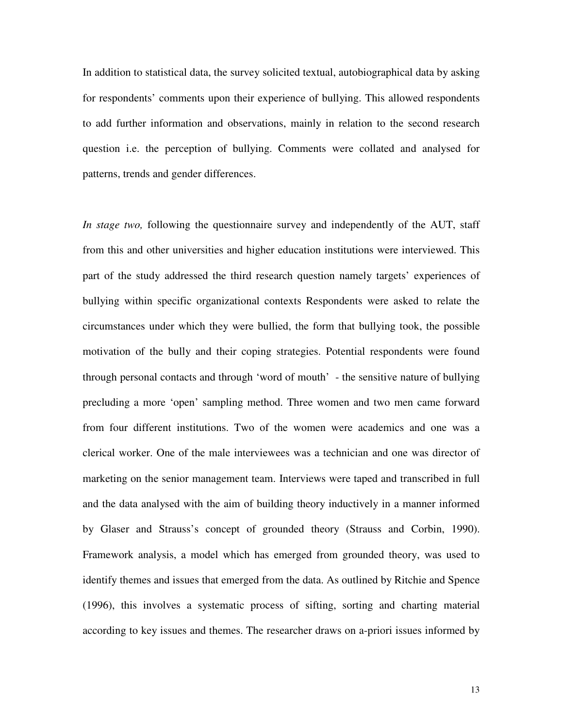In addition to statistical data, the survey solicited textual, autobiographical data by asking for respondents' comments upon their experience of bullying. This allowed respondents to add further information and observations, mainly in relation to the second research question i.e. the perception of bullying. Comments were collated and analysed for patterns, trends and gender differences.

*In stage two,* following the questionnaire survey and independently of the AUT, staff from this and other universities and higher education institutions were interviewed. This part of the study addressed the third research question namely targets' experiences of bullying within specific organizational contexts Respondents were asked to relate the circumstances under which they were bullied, the form that bullying took, the possible motivation of the bully and their coping strategies. Potential respondents were found through personal contacts and through 'word of mouth' - the sensitive nature of bullying precluding a more 'open' sampling method. Three women and two men came forward from four different institutions. Two of the women were academics and one was a clerical worker. One of the male interviewees was a technician and one was director of marketing on the senior management team. Interviews were taped and transcribed in full and the data analysed with the aim of building theory inductively in a manner informed by Glaser and Strauss's concept of grounded theory (Strauss and Corbin, 1990). Framework analysis, a model which has emerged from grounded theory, was used to identify themes and issues that emerged from the data. As outlined by Ritchie and Spence (1996), this involves a systematic process of sifting, sorting and charting material according to key issues and themes. The researcher draws on a-priori issues informed by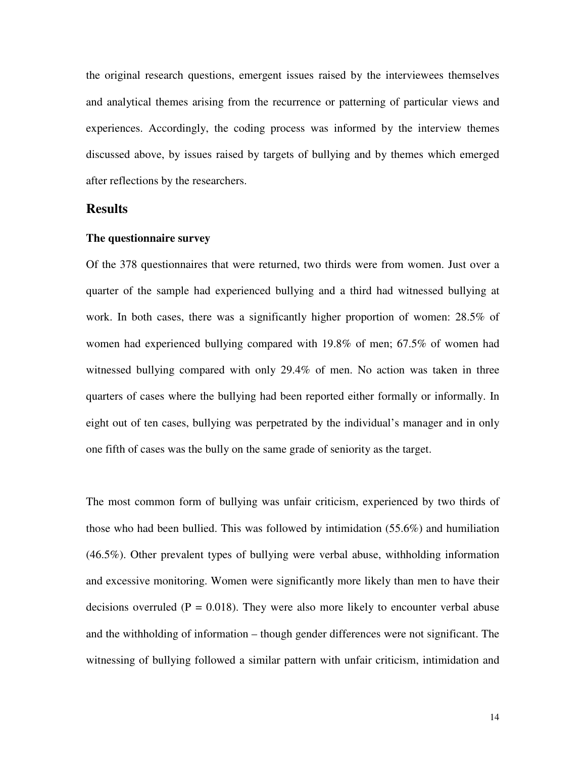the original research questions, emergent issues raised by the interviewees themselves and analytical themes arising from the recurrence or patterning of particular views and experiences. Accordingly, the coding process was informed by the interview themes discussed above, by issues raised by targets of bullying and by themes which emerged after reflections by the researchers.

## Results

### The questionnaire survey

Of the 378 questionnaires that were returned, two thirds were from women. Just over a quarter of the sample had experienced bullying and a third had witnessed bullying at work. In both cases, there was a significantly higher proportion of women: 28.5% of women had experienced bullying compared with 19.8% of men; 67.5% of women had witnessed bullying compared with only 29.4% of men. No action was taken in three quarters of cases where the bullying had been reported either formally or informally. In eight out of ten cases, bullying was perpetrated by the individual's manager and in only one fifth of cases was the bully on the same grade of seniority as the target.

The most common form of bullying was unfair criticism, experienced by two thirds of those who had been bullied. This was followed by intimidation (55.6%) and humiliation (46.5%). Other prevalent types of bullying were verbal abuse, withholding information and excessive monitoring. Women were significantly more likely than men to have their decisions overruled ($P = 0.018$). They were also more likely to encounter verbal abuse and the withholding of information – though gender differences were not significant. The witnessing of bullying followed a similar pattern with unfair criticism, intimidation and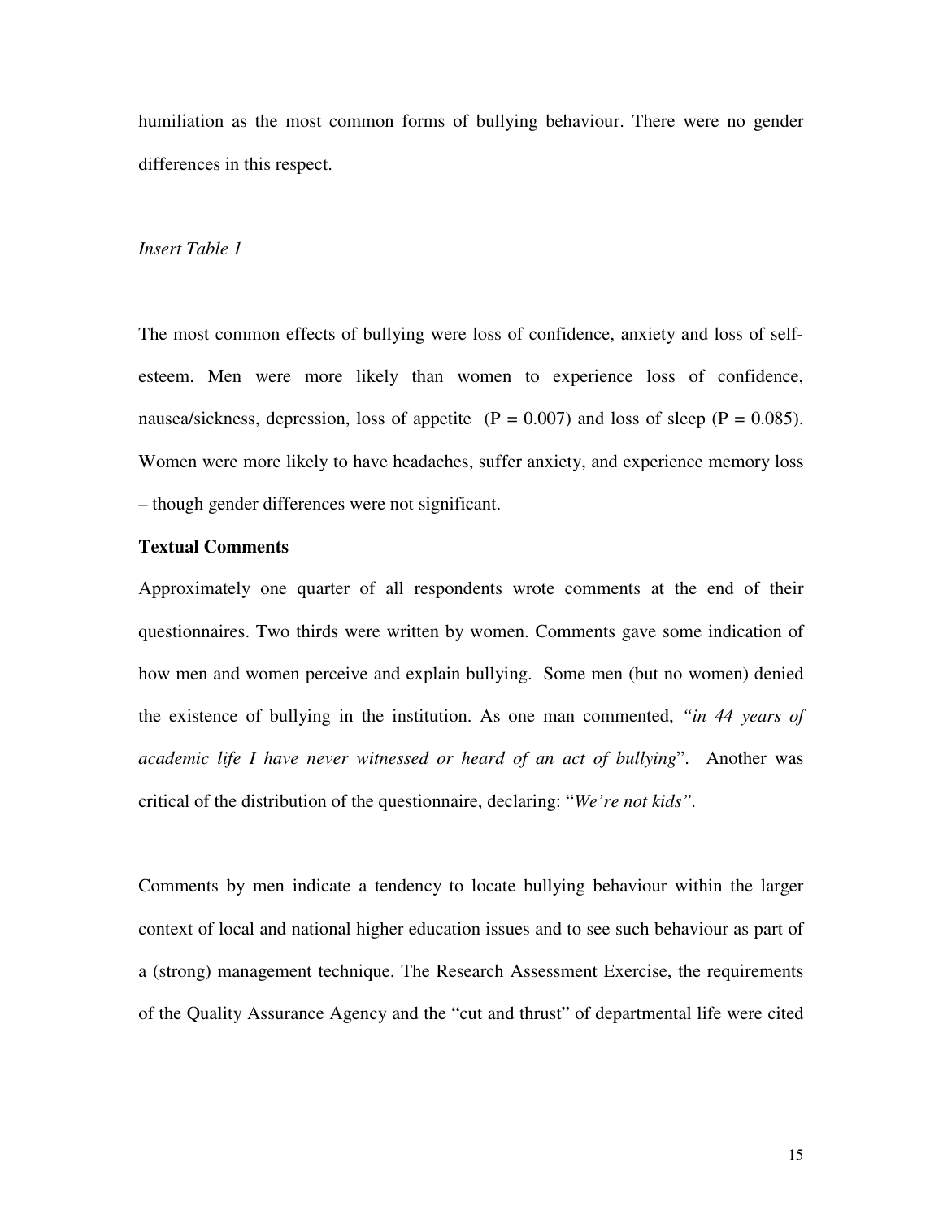humiliation as the most common forms of bullying behaviour. There were no gender differences in this respect.

*Insert Table 1*

The most common effects of bullying were loss of confidence, anxiety and loss of self-esteem. Men were more likely than women to experience loss of confidence, nausea/sickness, depression, loss of appetite ($P = 0.007$) and loss of sleep ($P = 0.085$). Women were more likely to have headaches, suffer anxiety, and experience memory loss – though gender differences were not significant.

**Textual Comments**

Approximately one quarter of all respondents wrote comments at the end of their questionnaires. Two thirds were written by women. Comments gave some indication of how men and women perceive and explain bullying. Some men (but no women) denied the existence of bullying in the institution. As one man commented, *"in 44 years of academic life I have never witnessed or heard of an act of bullying*". Another was critical of the distribution of the questionnaire, declaring: "*We're not kids"*.

Comments by men indicate a tendency to locate bullying behaviour within the larger context of local and national higher education issues and to see such behaviour as part of a (strong) management technique. The Research Assessment Exercise, the requirements of the Quality Assurance Agency and the "cut and thrust" of departmental life were cited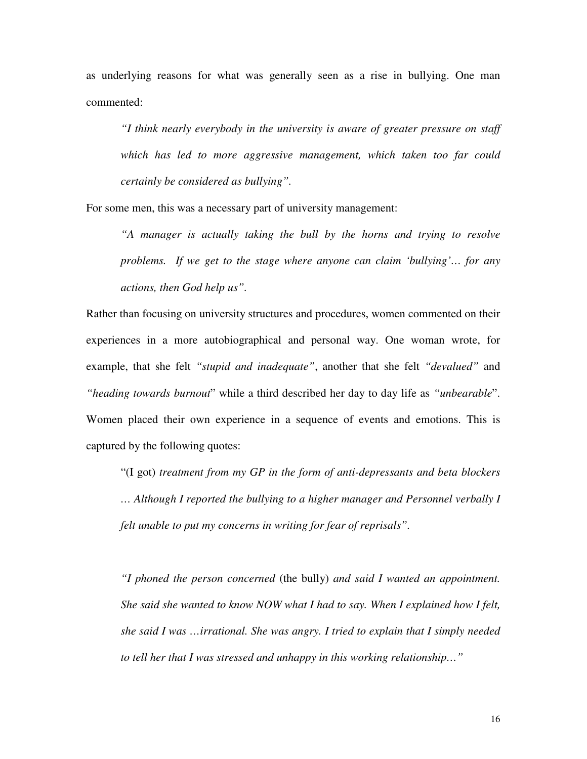as underlying reasons for what was generally seen as a rise in bullying. One man commented:

> *"I think nearly everybody in the university is aware of greater pressure on staff which has led to more aggressive management, which taken too far could certainly be considered as bullying".*

For some men, this was a necessary part of university management:

> *"A manager is actually taking the bull by the horns and trying to resolve problems. If we get to the stage where anyone can claim 'bullying'… for any actions, then God help us".*

Rather than focusing on university structures and procedures, women commented on their experiences in a more autobiographical and personal way. One woman wrote, for example, that she felt *"stupid and inadequate"*, another that she felt *"devalued"* and *"heading towards burnout*" while a third described her day to day life as *"unbearable*". Women placed their own experience in a sequence of events and emotions. This is captured by the following quotes:

> "(I got) *treatment from my GP in the form of anti-depressants and beta blockers … Although I reported the bullying to a higher manager and Personnel verbally I felt unable to put my concerns in writing for fear of reprisals".*

> *"I phoned the person concerned* (the bully) *and said I wanted an appointment. She said she wanted to know NOW what I had to say. When I explained how I felt, she said I was …irrational. She was angry. I tried to explain that I simply needed to tell her that I was stressed and unhappy in this working relationship…"*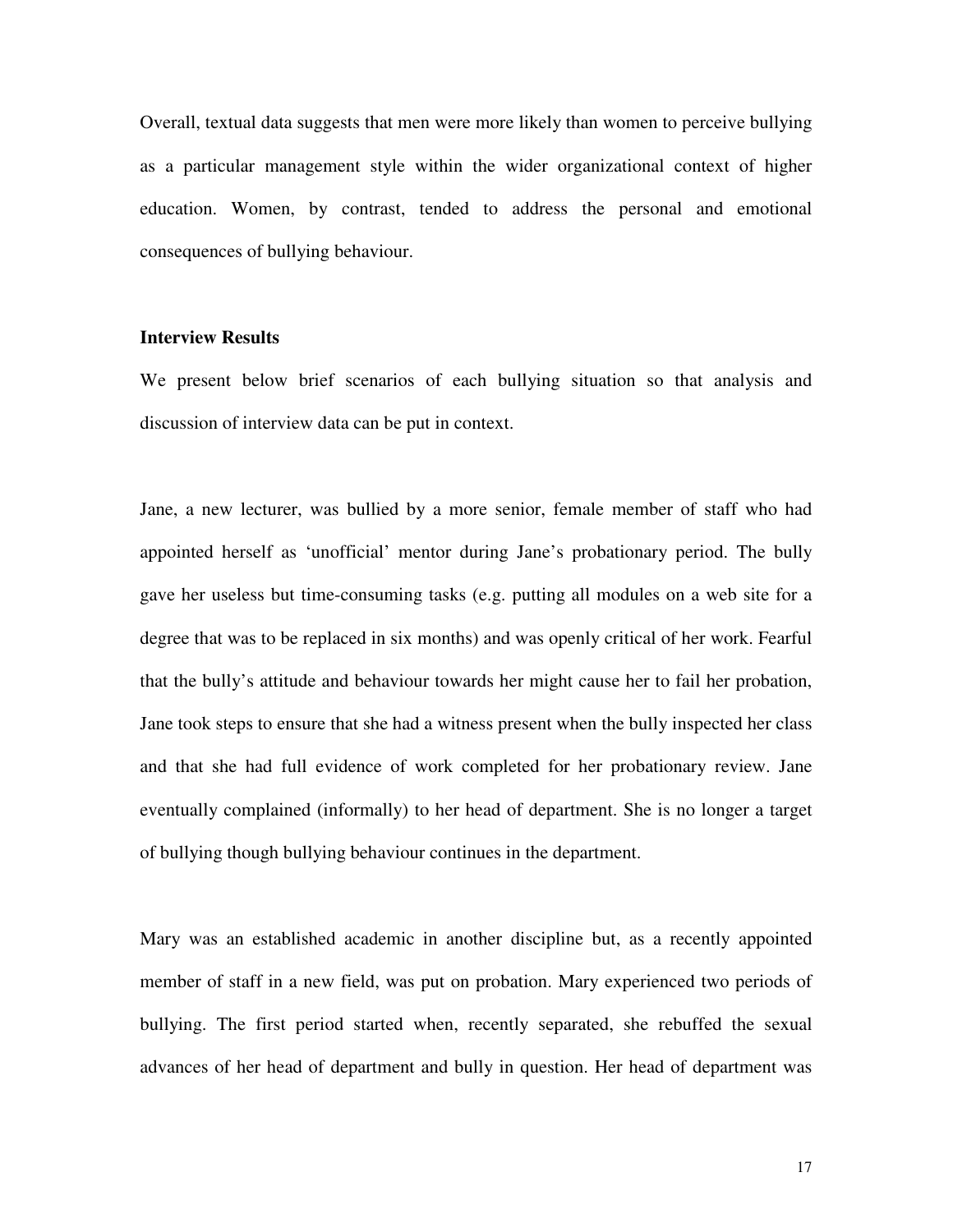Overall, textual data suggests that men were more likely than women to perceive bullying as a particular management style within the wider organizational context of higher education. Women, by contrast, tended to address the personal and emotional consequences of bullying behaviour.

**Interview Results**

We present below brief scenarios of each bullying situation so that analysis and discussion of interview data can be put in context.

Jane, a new lecturer, was bullied by a more senior, female member of staff who had appointed herself as 'unofficial' mentor during Jane's probationary period. The bully gave her useless but time-consuming tasks (e.g. putting all modules on a web site for a degree that was to be replaced in six months) and was openly critical of her work. Fearful that the bully's attitude and behaviour towards her might cause her to fail her probation, Jane took steps to ensure that she had a witness present when the bully inspected her class and that she had full evidence of work completed for her probationary review. Jane eventually complained (informally) to her head of department. She is no longer a target of bullying though bullying behaviour continues in the department.

Mary was an established academic in another discipline but, as a recently appointed member of staff in a new field, was put on probation. Mary experienced two periods of bullying. The first period started when, recently separated, she rebuffed the sexual advances of her head of department and bully in question. Her head of department was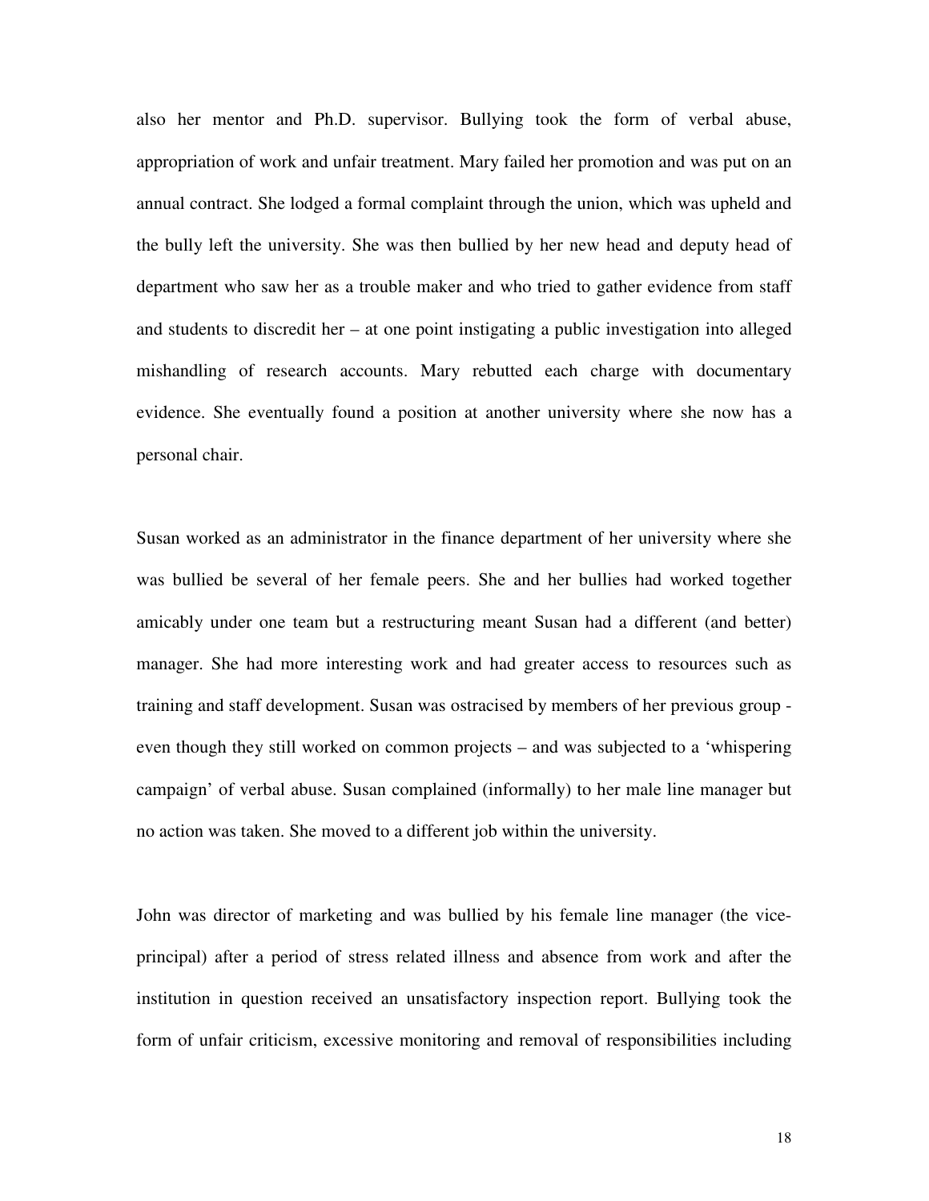also her mentor and Ph.D. supervisor. Bullying took the form of verbal abuse, appropriation of work and unfair treatment. Mary failed her promotion and was put on an annual contract. She lodged a formal complaint through the union, which was upheld and the bully left the university. She was then bullied by her new head and deputy head of department who saw her as a trouble maker and who tried to gather evidence from staff and students to discredit her – at one point instigating a public investigation into alleged mishandling of research accounts. Mary rebutted each charge with documentary evidence. She eventually found a position at another university where she now has a personal chair.

Susan worked as an administrator in the finance department of her university where she was bullied be several of her female peers. She and her bullies had worked together amicably under one team but a restructuring meant Susan had a different (and better) manager. She had more interesting work and had greater access to resources such as training and staff development. Susan was ostracised by members of her previous group - even though they still worked on common projects – and was subjected to a 'whispering campaign' of verbal abuse. Susan complained (informally) to her male line manager but no action was taken. She moved to a different job within the university.

John was director of marketing and was bullied by his female line manager (the vice-principal) after a period of stress related illness and absence from work and after the institution in question received an unsatisfactory inspection report. Bullying took the form of unfair criticism, excessive monitoring and removal of responsibilities including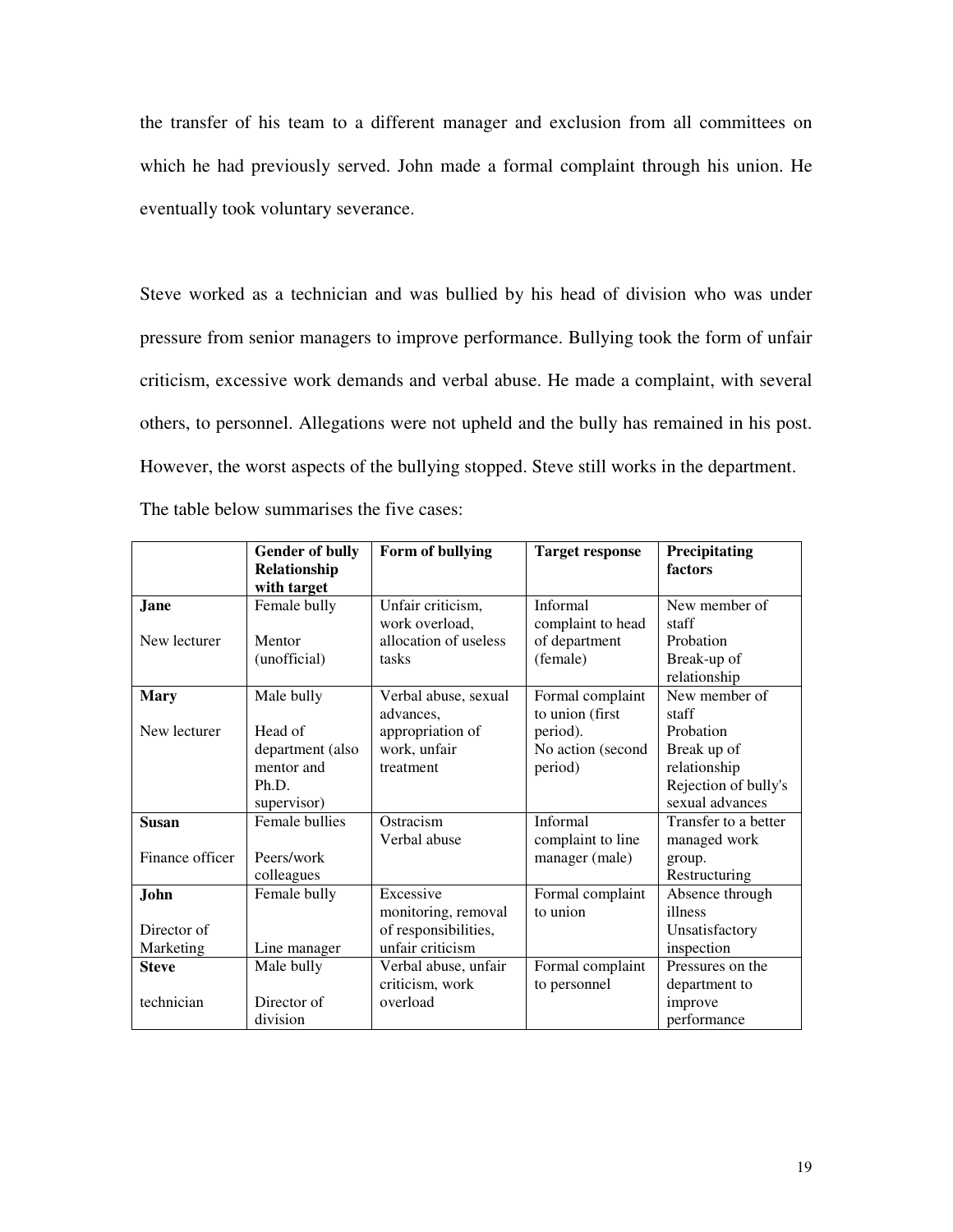the transfer of his team to a different manager and exclusion from all committees on which he had previously served. John made a formal complaint through his union. He eventually took voluntary severance.

Steve worked as a technician and was bullied by his head of division who was under pressure from senior managers to improve performance. Bullying took the form of unfair criticism, excessive work demands and verbal abuse. He made a complaint, with several others, to personnel. Allegations were not upheld and the bully has remained in his post. However, the worst aspects of the bullying stopped. Steve still works in the department.

The table below summarises the five cases:

| | **Gender of bully Relationship with target** | **Form of bullying** | **Target response** | **Precipitating factors** |
|---|---|---|---|---|
| **Jane** <br> New lecturer | Female bully <br> Mentor (unofficial) | Unfair criticism, work overload, allocation of useless tasks | Informal complaint to head of department (female) | New member of staff <br> Probation <br> Break-up of relationship |
| **Mary** <br> New lecturer | Male bully <br> Head of department (also mentor and Ph.D. supervisor) | Verbal abuse, sexual advances, appropriation of work, unfair treatment | Formal complaint to union (first period). <br> No action (second period) | New member of staff <br> Probation <br> Break up of relationship <br> Rejection of bully's sexual advances |
| **Susan** <br> Finance officer | Female bullies <br> Peers/work colleagues | Ostracism <br> Verbal abuse | Informal complaint to line manager (male) | Transfer to a better managed work group. <br> Restructuring |
| **John** <br> Director of Marketing | Female bully <br> Line manager | Excessive monitoring, removal of responsibilities, unfair criticism | Formal complaint to union | Absence through illness <br> Unsatisfactory inspection |
| **Steve** <br> technician | Male bully <br> Director of division | Verbal abuse, unfair criticism, work overload | Formal complaint to personnel | Pressures on the department to improve performance |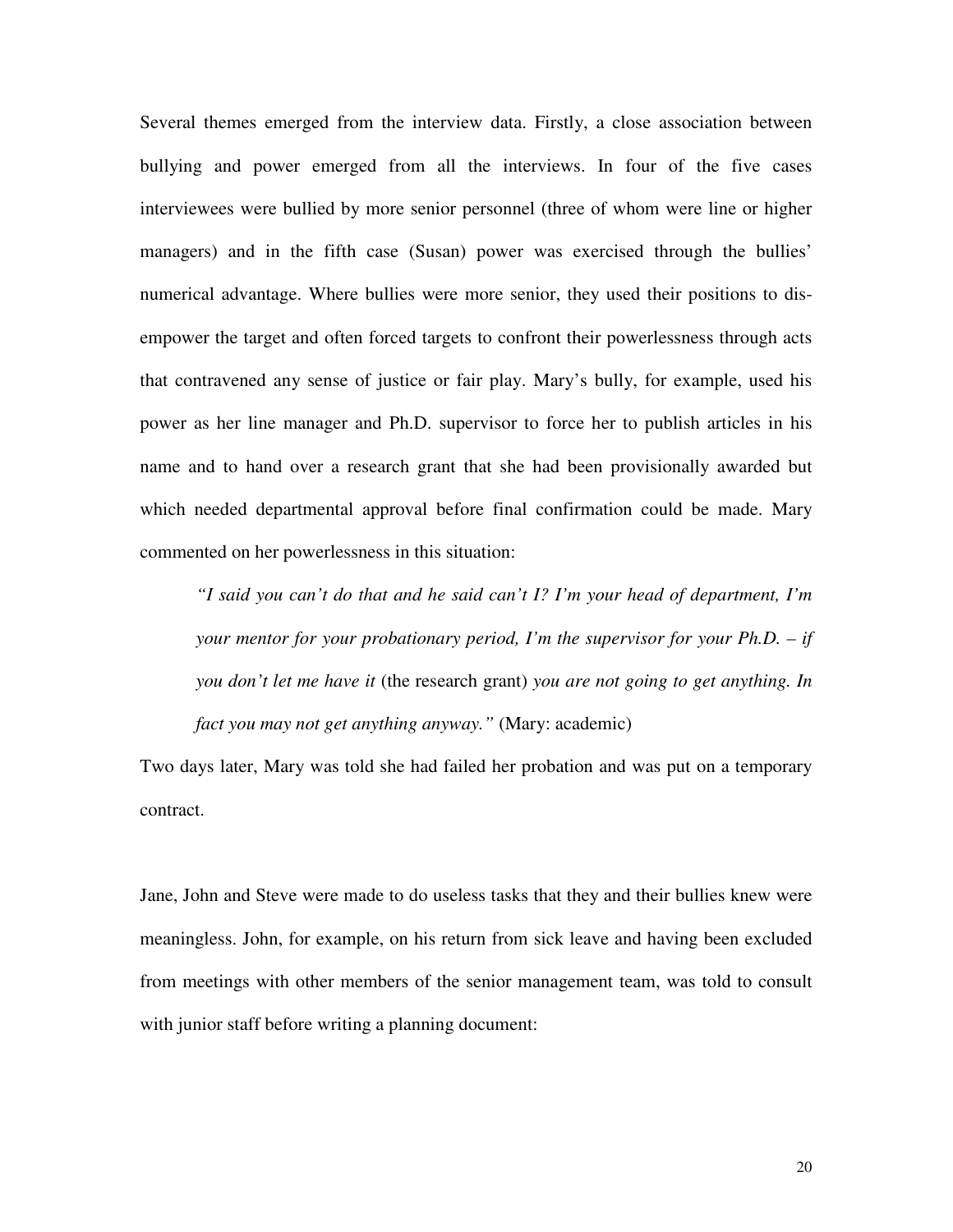Several themes emerged from the interview data. Firstly, a close association between bullying and power emerged from all the interviews. In four of the five cases interviewees were bullied by more senior personnel (three of whom were line or higher managers) and in the fifth case (Susan) power was exercised through the bullies' numerical advantage. Where bullies were more senior, they used their positions to dis-empower the target and often forced targets to confront their powerlessness through acts that contravened any sense of justice or fair play. Mary's bully, for example, used his power as her line manager and Ph.D. supervisor to force her to publish articles in his name and to hand over a research grant that she had been provisionally awarded but which needed departmental approval before final confirmation could be made. Mary commented on her powerlessness in this situation:

> *"I said you can't do that and he said can't I? I'm your head of department, I'm your mentor for your probationary period, I'm the supervisor for your Ph.D. – if you don't let me have it* (the research grant) *you are not going to get anything. In fact you may not get anything anyway."* (Mary: academic)

Two days later, Mary was told she had failed her probation and was put on a temporary contract.

Jane, John and Steve were made to do useless tasks that they and their bullies knew were meaningless. John, for example, on his return from sick leave and having been excluded from meetings with other members of the senior management team, was told to consult with junior staff before writing a planning document: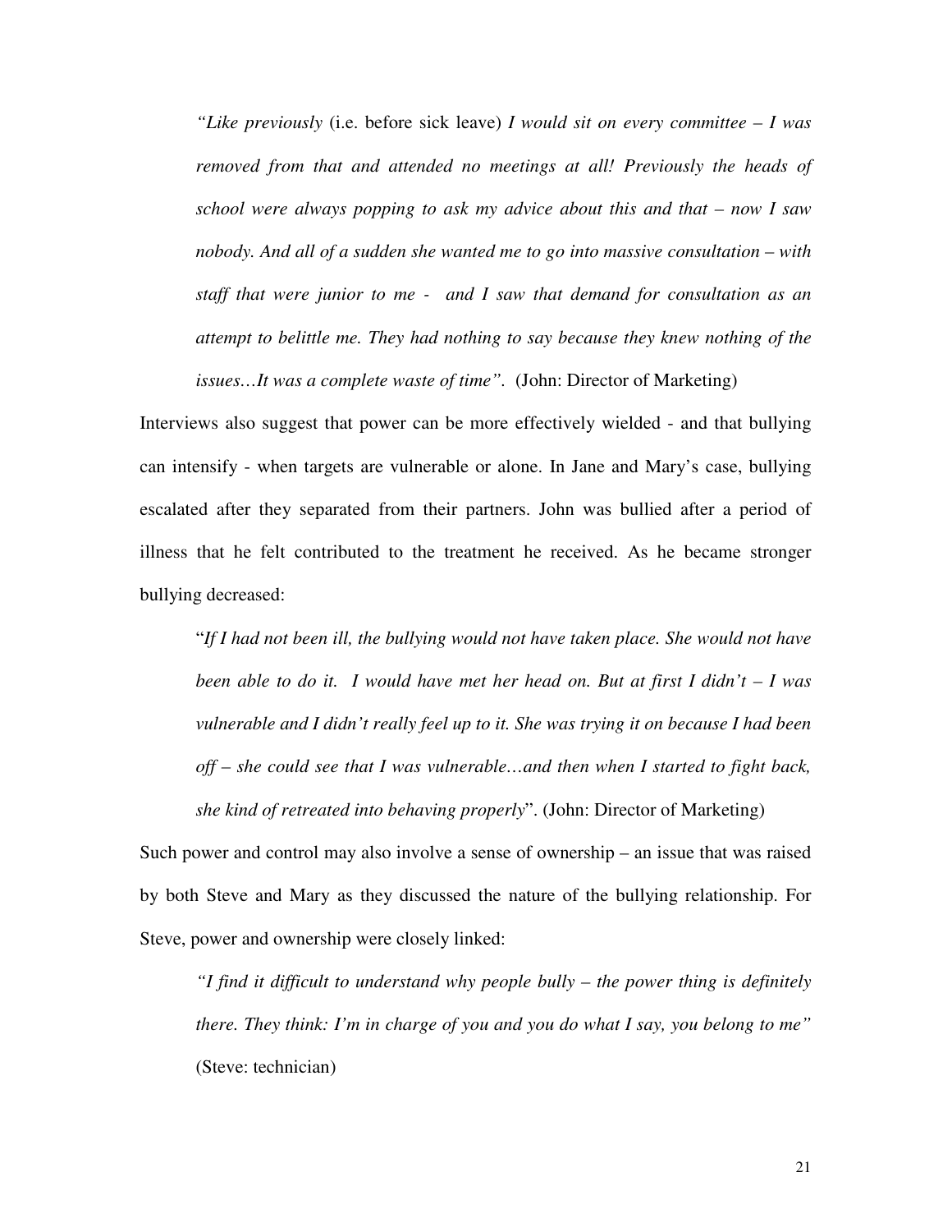> *"Like previously* (i.e. before sick leave) *I would sit on every committee – I was removed from that and attended no meetings at all! Previously the heads of school were always popping to ask my advice about this and that – now I saw nobody. And all of a sudden she wanted me to go into massive consultation – with staff that were junior to me - and I saw that demand for consultation as an attempt to belittle me. They had nothing to say because they knew nothing of the issues…It was a complete waste of time"*. (John: Director of Marketing)

Interviews also suggest that power can be more effectively wielded - and that bullying can intensify - when targets are vulnerable or alone. In Jane and Mary's case, bullying escalated after they separated from their partners. John was bullied after a period of illness that he felt contributed to the treatment he received. As he became stronger bullying decreased:

> "*If I had not been ill, the bullying would not have taken place. She would not have been able to do it. I would have met her head on. But at first I didn't – I was vulnerable and I didn't really feel up to it. She was trying it on because I had been off – she could see that I was vulnerable…and then when I started to fight back, she kind of retreated into behaving properly*". (John: Director of Marketing)

Such power and control may also involve a sense of ownership – an issue that was raised by both Steve and Mary as they discussed the nature of the bullying relationship. For Steve, power and ownership were closely linked:

> *"I find it difficult to understand why people bully – the power thing is definitely there. They think: I'm in charge of you and you do what I say, you belong to me"* (Steve: technician)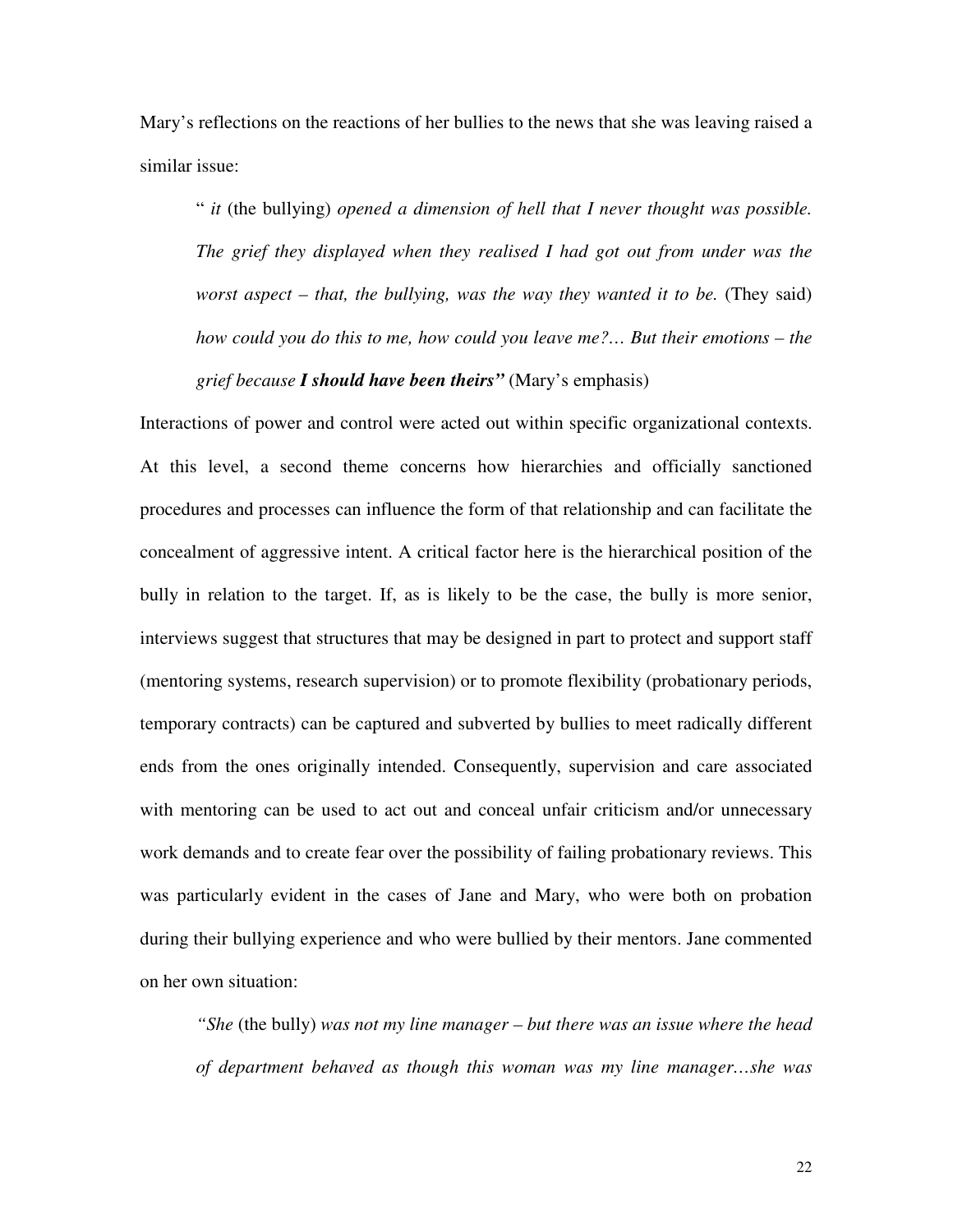Mary's reflections on the reactions of her bullies to the news that she was leaving raised a similar issue:

> " *it* (the bullying) *opened a dimension of hell that I never thought was possible. The grief they displayed when they realised I had got out from under was the worst aspect – that, the bullying, was the way they wanted it to be.* (They said) *how could you do this to me, how could you leave me?… But their emotions – the grief because **I should have been theirs"*** (Mary's emphasis)

Interactions of power and control were acted out within specific organizational contexts. At this level, a second theme concerns how hierarchies and officially sanctioned procedures and processes can influence the form of that relationship and can facilitate the concealment of aggressive intent. A critical factor here is the hierarchical position of the bully in relation to the target. If, as is likely to be the case, the bully is more senior, interviews suggest that structures that may be designed in part to protect and support staff (mentoring systems, research supervision) or to promote flexibility (probationary periods, temporary contracts) can be captured and subverted by bullies to meet radically different ends from the ones originally intended. Consequently, supervision and care associated with mentoring can be used to act out and conceal unfair criticism and/or unnecessary work demands and to create fear over the possibility of failing probationary reviews. This was particularly evident in the cases of Jane and Mary, who were both on probation during their bullying experience and who were bullied by their mentors. Jane commented on her own situation:

> *"She* (the bully) *was not my line manager – but there was an issue where the head of department behaved as though this woman was my line manager…she was*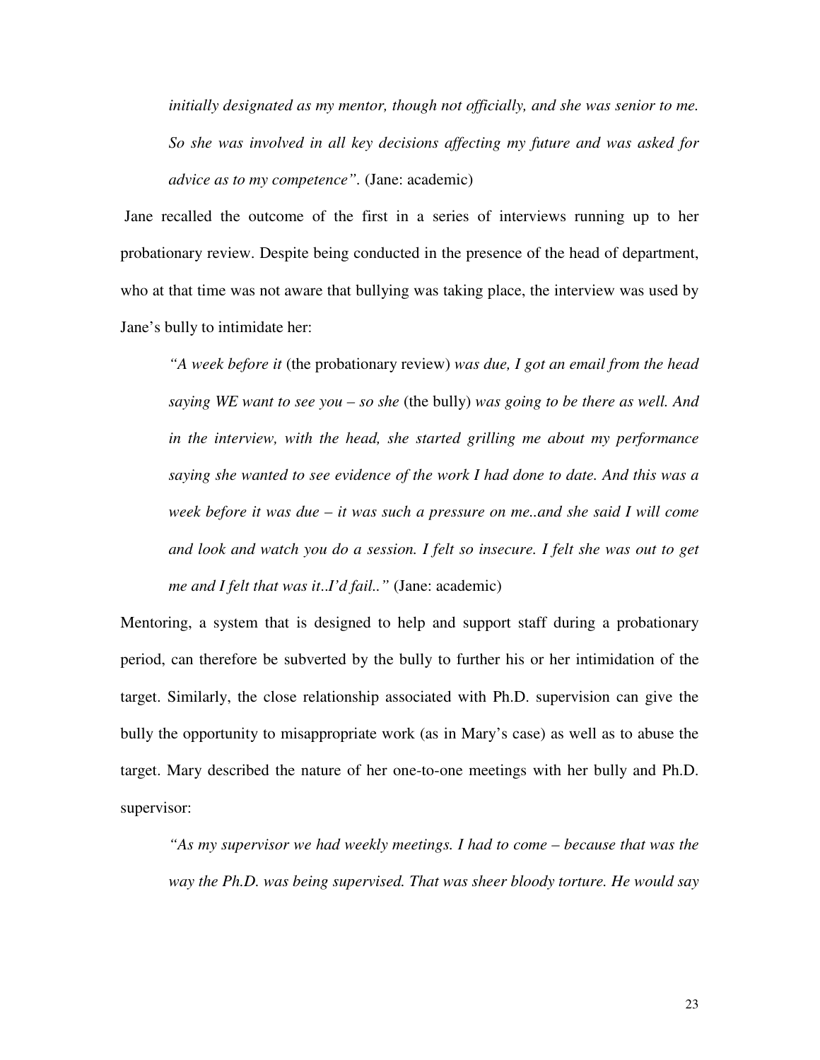*initially designated as my mentor, though not officially, and she was senior to me. So she was involved in all key decisions affecting my future and was asked for advice as to my competence".* (Jane: academic)

Jane recalled the outcome of the first in a series of interviews running up to her probationary review. Despite being conducted in the presence of the head of department, who at that time was not aware that bullying was taking place, the interview was used by Jane's bully to intimidate her:

> *"A week before it* (the probationary review) *was due, I got an email from the head saying WE want to see you – so she* (the bully) *was going to be there as well. And in the interview, with the head, she started grilling me about my performance saying she wanted to see evidence of the work I had done to date. And this was a week before it was due – it was such a pressure on me..and she said I will come and look and watch you do a session. I felt so insecure. I felt she was out to get me and I felt that was it..I'd fail.."* (Jane: academic)

Mentoring, a system that is designed to help and support staff during a probationary period, can therefore be subverted by the bully to further his or her intimidation of the target. Similarly, the close relationship associated with Ph.D. supervision can give the bully the opportunity to misappropriate work (as in Mary's case) as well as to abuse the target. Mary described the nature of her one-to-one meetings with her bully and Ph.D. supervisor:

> *"As my supervisor we had weekly meetings. I had to come – because that was the way the Ph.D. was being supervised. That was sheer bloody torture. He would say*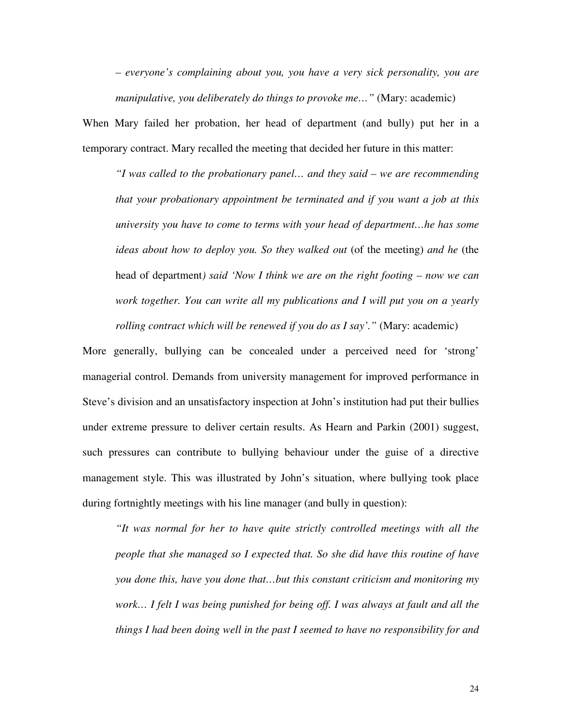> *– everyone's complaining about you, you have a very sick personality, you are manipulative, you deliberately do things to provoke me…"* (Mary: academic)

When Mary failed her probation, her head of department (and bully) put her in a temporary contract. Mary recalled the meeting that decided her future in this matter:

> *"I was called to the probationary panel… and they said – we are recommending that your probationary appointment be terminated and if you want a job at this university you have to come to terms with your head of department…he has some ideas about how to deploy you. So they walked out* (of the meeting) *and he* (the head of department*) said 'Now I think we are on the right footing – now we can work together. You can write all my publications and I will put you on a yearly rolling contract which will be renewed if you do as I say'."* (Mary: academic)

More generally, bullying can be concealed under a perceived need for 'strong' managerial control. Demands from university management for improved performance in Steve's division and an unsatisfactory inspection at John's institution had put their bullies under extreme pressure to deliver certain results. As Hearn and Parkin (2001) suggest, such pressures can contribute to bullying behaviour under the guise of a directive management style. This was illustrated by John's situation, where bullying took place during fortnightly meetings with his line manager (and bully in question):

> *"It was normal for her to have quite strictly controlled meetings with all the people that she managed so I expected that. So she did have this routine of have you done this, have you done that…but this constant criticism and monitoring my work… I felt I was being punished for being off. I was always at fault and all the things I had been doing well in the past I seemed to have no responsibility for and*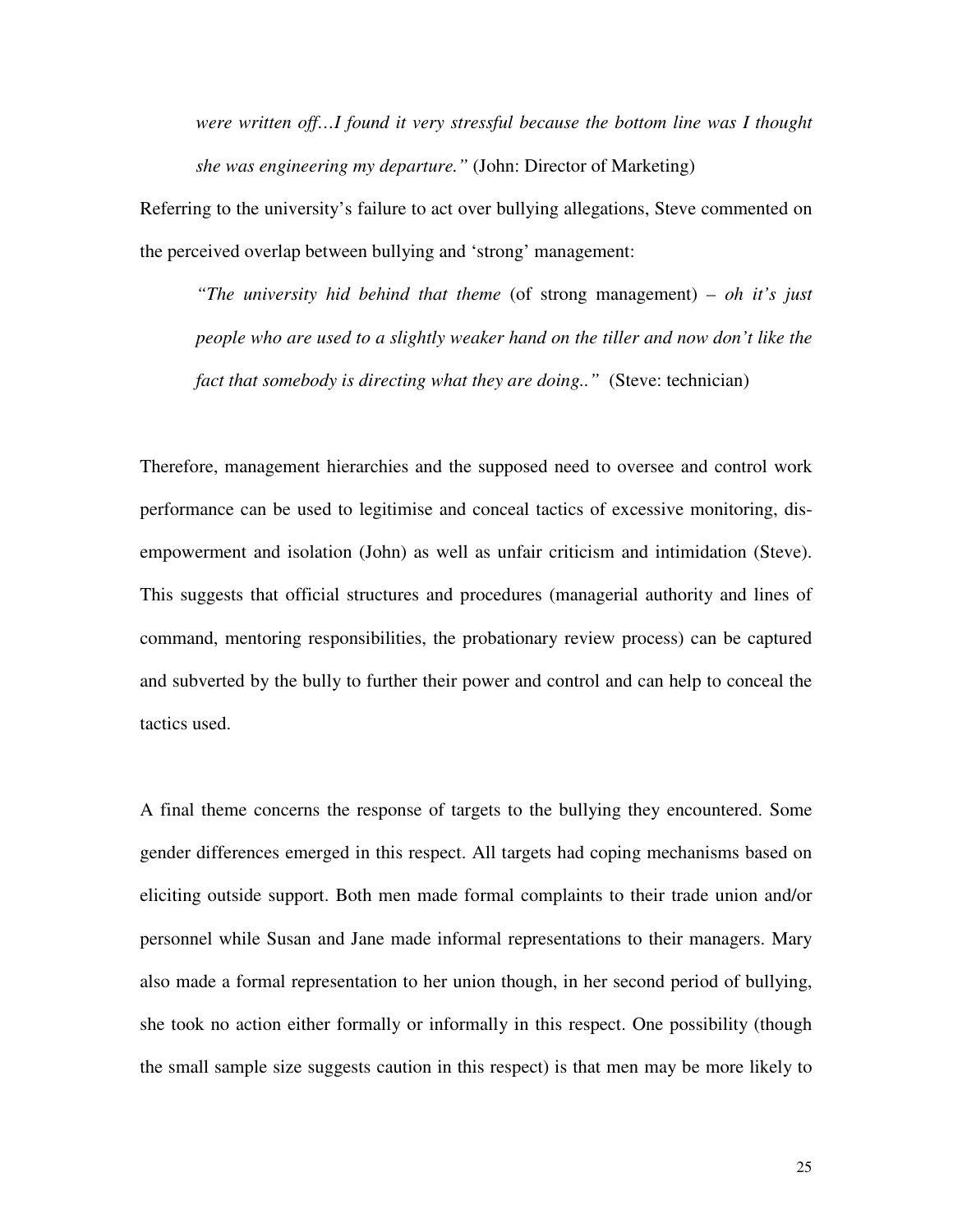*were written off…I found it very stressful because the bottom line was I thought she was engineering my departure."* (John: Director of Marketing)

Referring to the university's failure to act over bullying allegations, Steve commented on the perceived overlap between bullying and 'strong' management:

> *"The university hid behind that theme* (of strong management) *– oh it's just people who are used to a slightly weaker hand on the tiller and now don't like the fact that somebody is directing what they are doing.."* (Steve: technician)

Therefore, management hierarchies and the supposed need to oversee and control work performance can be used to legitimise and conceal tactics of excessive monitoring, dis-empowerment and isolation (John) as well as unfair criticism and intimidation (Steve). This suggests that official structures and procedures (managerial authority and lines of command, mentoring responsibilities, the probationary review process) can be captured and subverted by the bully to further their power and control and can help to conceal the tactics used.

A final theme concerns the response of targets to the bullying they encountered. Some gender differences emerged in this respect. All targets had coping mechanisms based on eliciting outside support. Both men made formal complaints to their trade union and/or personnel while Susan and Jane made informal representations to their managers. Mary also made a formal representation to her union though, in her second period of bullying, she took no action either formally or informally in this respect. One possibility (though the small sample size suggests caution in this respect) is that men may be more likely to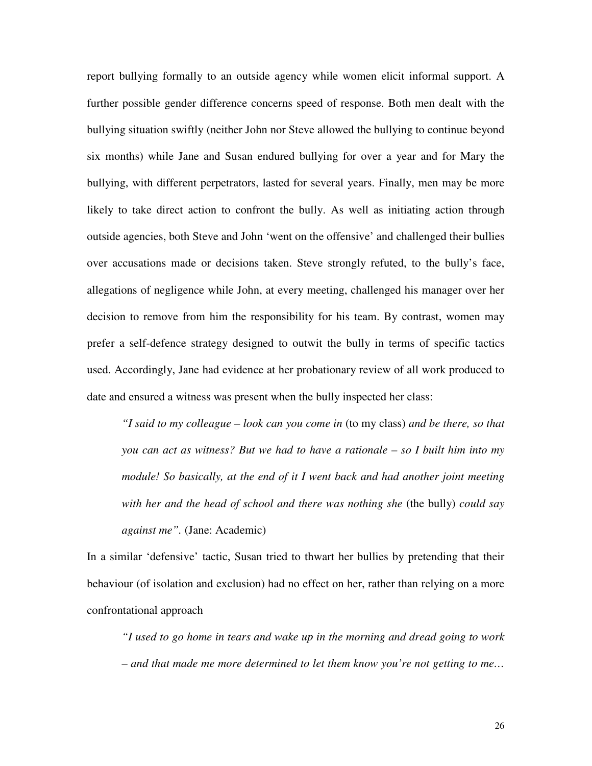report bullying formally to an outside agency while women elicit informal support. A further possible gender difference concerns speed of response. Both men dealt with the bullying situation swiftly (neither John nor Steve allowed the bullying to continue beyond six months) while Jane and Susan endured bullying for over a year and for Mary the bullying, with different perpetrators, lasted for several years. Finally, men may be more likely to take direct action to confront the bully. As well as initiating action through outside agencies, both Steve and John 'went on the offensive' and challenged their bullies over accusations made or decisions taken. Steve strongly refuted, to the bully's face, allegations of negligence while John, at every meeting, challenged his manager over her decision to remove from him the responsibility for his team. By contrast, women may prefer a self-defence strategy designed to outwit the bully in terms of specific tactics used. Accordingly, Jane had evidence at her probationary review of all work produced to date and ensured a witness was present when the bully inspected her class:

> *"I said to my colleague – look can you come in* (to my class) *and be there, so that you can act as witness? But we had to have a rationale – so I built him into my module! So basically, at the end of it I went back and had another joint meeting with her and the head of school and there was nothing she* (the bully) *could say against me".* (Jane: Academic)

In a similar 'defensive' tactic, Susan tried to thwart her bullies by pretending that their behaviour (of isolation and exclusion) had no effect on her, rather than relying on a more confrontational approach

> *"I used to go home in tears and wake up in the morning and dread going to work – and that made me more determined to let them know you're not getting to me…*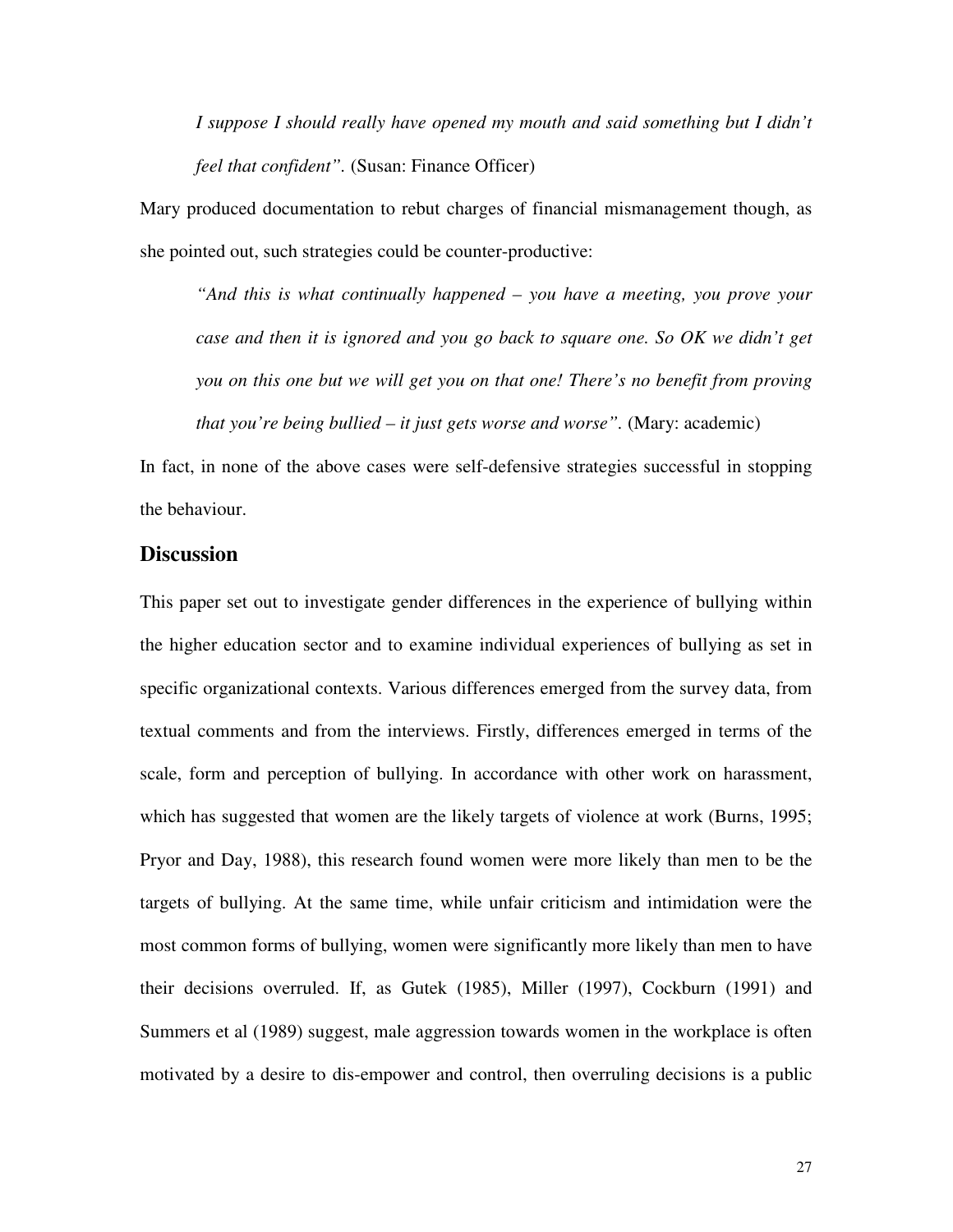*I suppose I should really have opened my mouth and said something but I didn't feel that confident".* (Susan: Finance Officer)

Mary produced documentation to rebut charges of financial mismanagement though, as she pointed out, such strategies could be counter-productive:

> *"And this is what continually happened – you have a meeting, you prove your case and then it is ignored and you go back to square one. So OK we didn't get you on this one but we will get you on that one! There's no benefit from proving that you're being bullied – it just gets worse and worse".* (Mary: academic)

In fact, in none of the above cases were self-defensive strategies successful in stopping the behaviour.

## Discussion

This paper set out to investigate gender differences in the experience of bullying within the higher education sector and to examine individual experiences of bullying as set in specific organizational contexts. Various differences emerged from the survey data, from textual comments and from the interviews. Firstly, differences emerged in terms of the scale, form and perception of bullying. In accordance with other work on harassment, which has suggested that women are the likely targets of violence at work (Burns, 1995; Pryor and Day, 1988), this research found women were more likely than men to be the targets of bullying. At the same time, while unfair criticism and intimidation were the most common forms of bullying, women were significantly more likely than men to have their decisions overruled. If, as Gutek (1985), Miller (1997), Cockburn (1991) and Summers et al (1989) suggest, male aggression towards women in the workplace is often motivated by a desire to dis-empower and control, then overruling decisions is a public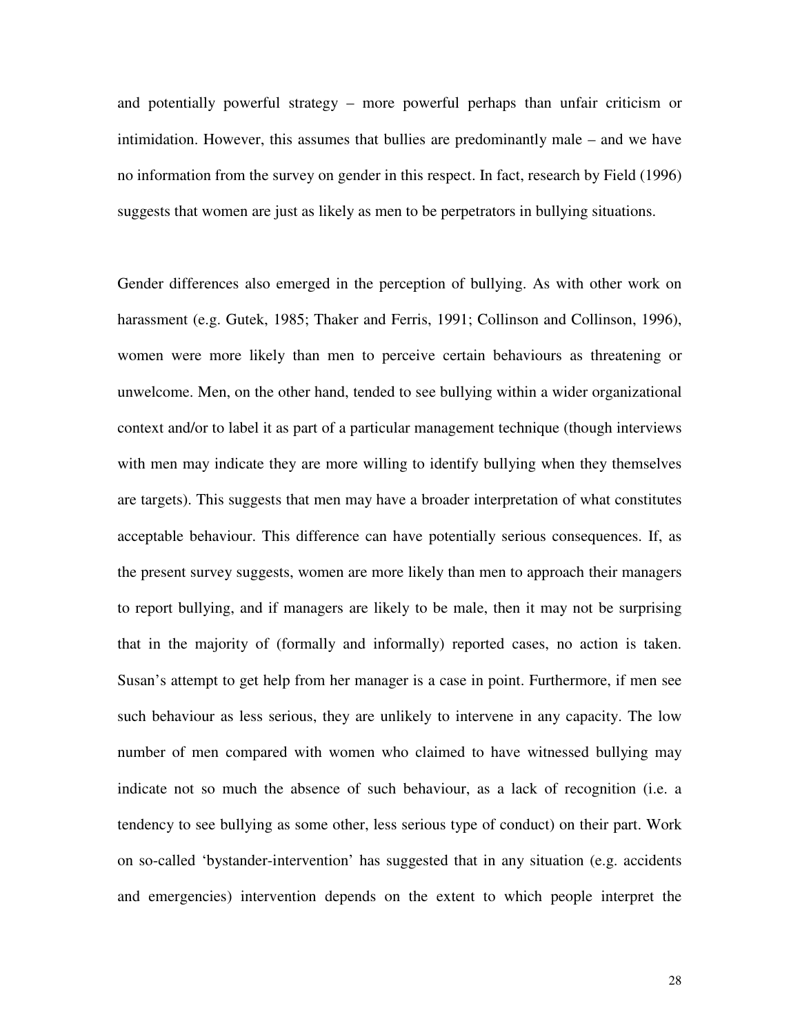and potentially powerful strategy – more powerful perhaps than unfair criticism or intimidation. However, this assumes that bullies are predominantly male – and we have no information from the survey on gender in this respect. In fact, research by Field (1996) suggests that women are just as likely as men to be perpetrators in bullying situations.

Gender differences also emerged in the perception of bullying. As with other work on harassment (e.g. Gutek, 1985; Thaker and Ferris, 1991; Collinson and Collinson, 1996), women were more likely than men to perceive certain behaviours as threatening or unwelcome. Men, on the other hand, tended to see bullying within a wider organizational context and/or to label it as part of a particular management technique (though interviews with men may indicate they are more willing to identify bullying when they themselves are targets). This suggests that men may have a broader interpretation of what constitutes acceptable behaviour. This difference can have potentially serious consequences. If, as the present survey suggests, women are more likely than men to approach their managers to report bullying, and if managers are likely to be male, then it may not be surprising that in the majority of (formally and informally) reported cases, no action is taken. Susan's attempt to get help from her manager is a case in point. Furthermore, if men see such behaviour as less serious, they are unlikely to intervene in any capacity. The low number of men compared with women who claimed to have witnessed bullying may indicate not so much the absence of such behaviour, as a lack of recognition (i.e. a tendency to see bullying as some other, less serious type of conduct) on their part. Work on so-called 'bystander-intervention' has suggested that in any situation (e.g. accidents and emergencies) intervention depends on the extent to which people interpret the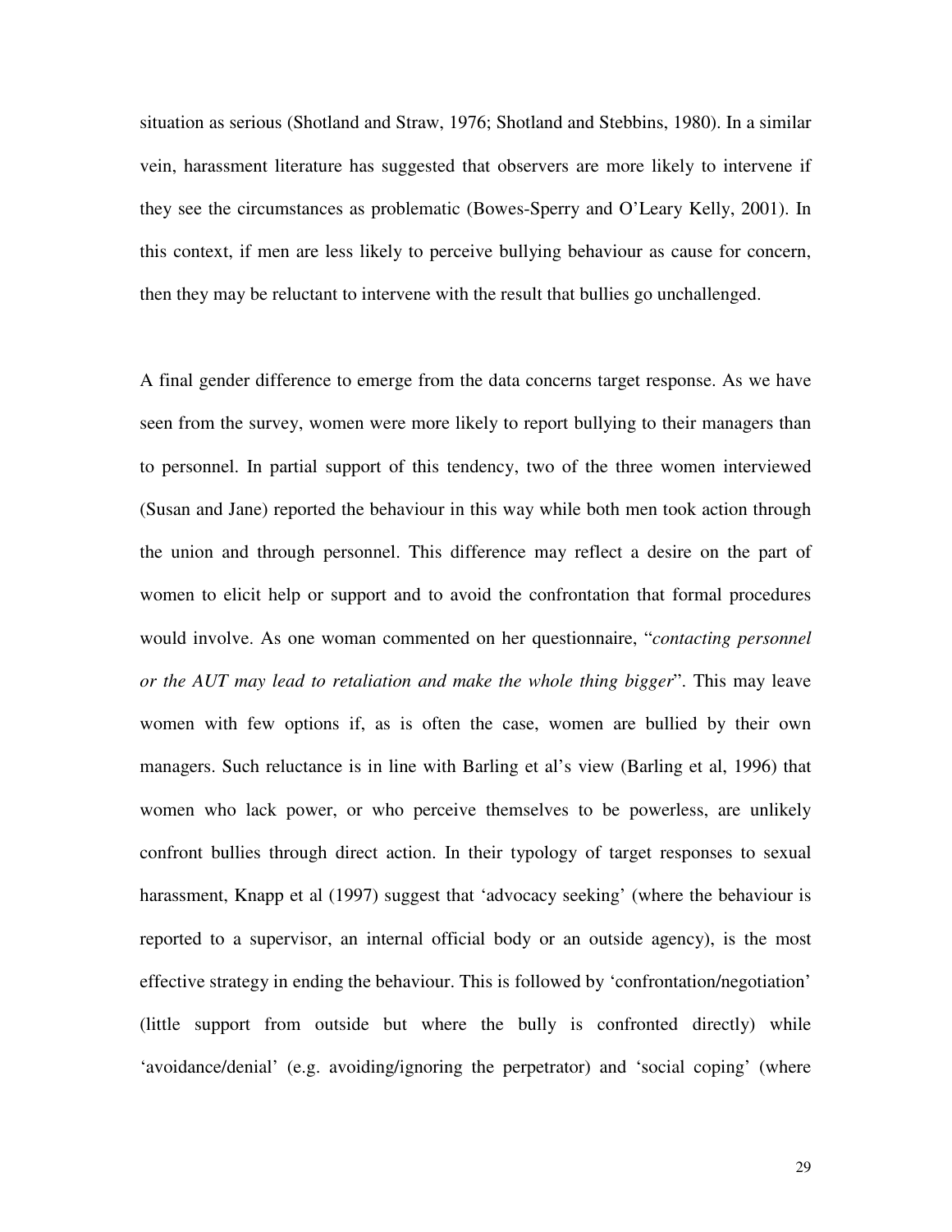situation as serious (Shotland and Straw, 1976; Shotland and Stebbins, 1980). In a similar vein, harassment literature has suggested that observers are more likely to intervene if they see the circumstances as problematic (Bowes-Sperry and O'Leary Kelly, 2001). In this context, if men are less likely to perceive bullying behaviour as cause for concern, then they may be reluctant to intervene with the result that bullies go unchallenged.

A final gender difference to emerge from the data concerns target response. As we have seen from the survey, women were more likely to report bullying to their managers than to personnel. In partial support of this tendency, two of the three women interviewed (Susan and Jane) reported the behaviour in this way while both men took action through the union and through personnel. This difference may reflect a desire on the part of women to elicit help or support and to avoid the confrontation that formal procedures would involve. As one woman commented on her questionnaire, "*contacting personnel or the AUT may lead to retaliation and make the whole thing bigger*". This may leave women with few options if, as is often the case, women are bullied by their own managers. Such reluctance is in line with Barling et al's view (Barling et al, 1996) that women who lack power, or who perceive themselves to be powerless, are unlikely confront bullies through direct action. In their typology of target responses to sexual harassment, Knapp et al (1997) suggest that 'advocacy seeking' (where the behaviour is reported to a supervisor, an internal official body or an outside agency), is the most effective strategy in ending the behaviour. This is followed by 'confrontation/negotiation' (little support from outside but where the bully is confronted directly) while 'avoidance/denial' (e.g. avoiding/ignoring the perpetrator) and 'social coping' (where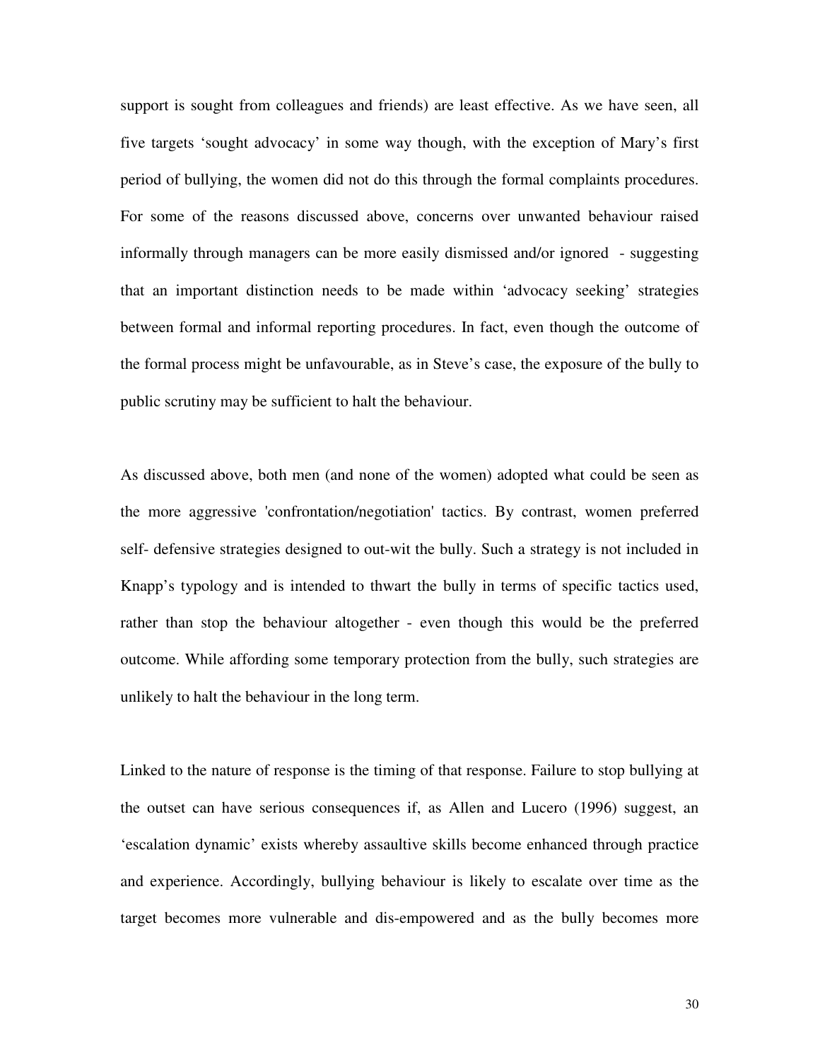support is sought from colleagues and friends) are least effective. As we have seen, all five targets 'sought advocacy' in some way though, with the exception of Mary's first period of bullying, the women did not do this through the formal complaints procedures. For some of the reasons discussed above, concerns over unwanted behaviour raised informally through managers can be more easily dismissed and/or ignored - suggesting that an important distinction needs to be made within 'advocacy seeking' strategies between formal and informal reporting procedures. In fact, even though the outcome of the formal process might be unfavourable, as in Steve's case, the exposure of the bully to public scrutiny may be sufficient to halt the behaviour.

As discussed above, both men (and none of the women) adopted what could be seen as the more aggressive 'confrontation/negotiation' tactics. By contrast, women preferred self- defensive strategies designed to out-wit the bully. Such a strategy is not included in Knapp's typology and is intended to thwart the bully in terms of specific tactics used, rather than stop the behaviour altogether - even though this would be the preferred outcome. While affording some temporary protection from the bully, such strategies are unlikely to halt the behaviour in the long term.

Linked to the nature of response is the timing of that response. Failure to stop bullying at the outset can have serious consequences if, as Allen and Lucero (1996) suggest, an 'escalation dynamic' exists whereby assaultive skills become enhanced through practice and experience. Accordingly, bullying behaviour is likely to escalate over time as the target becomes more vulnerable and dis-empowered and as the bully becomes more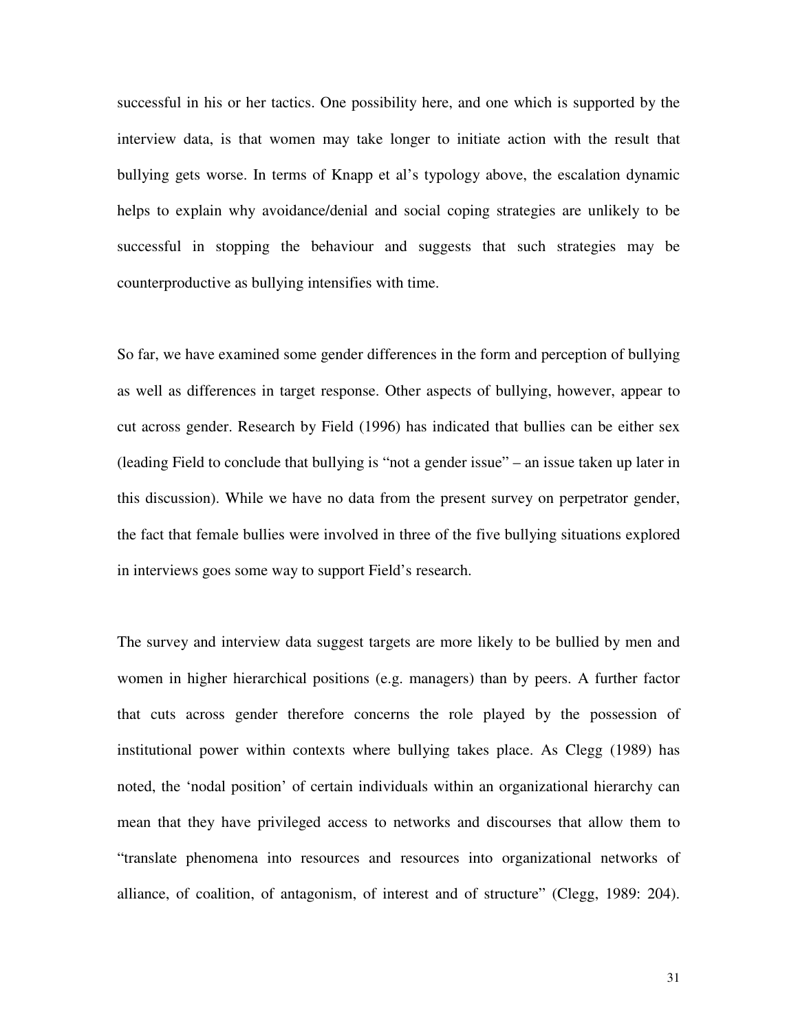successful in his or her tactics. One possibility here, and one which is supported by the interview data, is that women may take longer to initiate action with the result that bullying gets worse. In terms of Knapp et al's typology above, the escalation dynamic helps to explain why avoidance/denial and social coping strategies are unlikely to be successful in stopping the behaviour and suggests that such strategies may be counterproductive as bullying intensifies with time.

So far, we have examined some gender differences in the form and perception of bullying as well as differences in target response. Other aspects of bullying, however, appear to cut across gender. Research by Field (1996) has indicated that bullies can be either sex (leading Field to conclude that bullying is "not a gender issue" – an issue taken up later in this discussion). While we have no data from the present survey on perpetrator gender, the fact that female bullies were involved in three of the five bullying situations explored in interviews goes some way to support Field's research.

The survey and interview data suggest targets are more likely to be bullied by men and women in higher hierarchical positions (e.g. managers) than by peers. A further factor that cuts across gender therefore concerns the role played by the possession of institutional power within contexts where bullying takes place. As Clegg (1989) has noted, the 'nodal position' of certain individuals within an organizational hierarchy can mean that they have privileged access to networks and discourses that allow them to "translate phenomena into resources and resources into organizational networks of alliance, of coalition, of antagonism, of interest and of structure" (Clegg, 1989: 204).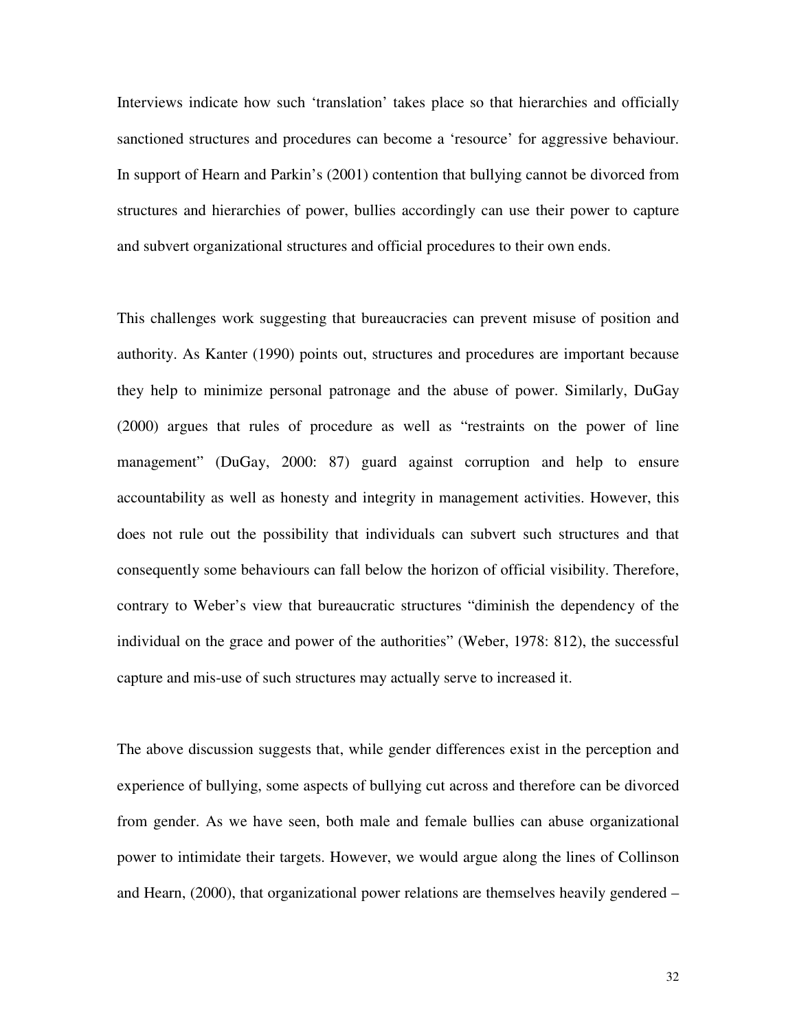Interviews indicate how such 'translation' takes place so that hierarchies and officially sanctioned structures and procedures can become a 'resource' for aggressive behaviour. In support of Hearn and Parkin's (2001) contention that bullying cannot be divorced from structures and hierarchies of power, bullies accordingly can use their power to capture and subvert organizational structures and official procedures to their own ends.

This challenges work suggesting that bureaucracies can prevent misuse of position and authority. As Kanter (1990) points out, structures and procedures are important because they help to minimize personal patronage and the abuse of power. Similarly, DuGay (2000) argues that rules of procedure as well as "restraints on the power of line management" (DuGay, 2000: 87) guard against corruption and help to ensure accountability as well as honesty and integrity in management activities. However, this does not rule out the possibility that individuals can subvert such structures and that consequently some behaviours can fall below the horizon of official visibility. Therefore, contrary to Weber's view that bureaucratic structures "diminish the dependency of the individual on the grace and power of the authorities" (Weber, 1978: 812), the successful capture and mis-use of such structures may actually serve to increased it.

The above discussion suggests that, while gender differences exist in the perception and experience of bullying, some aspects of bullying cut across and therefore can be divorced from gender. As we have seen, both male and female bullies can abuse organizational power to intimidate their targets. However, we would argue along the lines of Collinson and Hearn, (2000), that organizational power relations are themselves heavily gendered –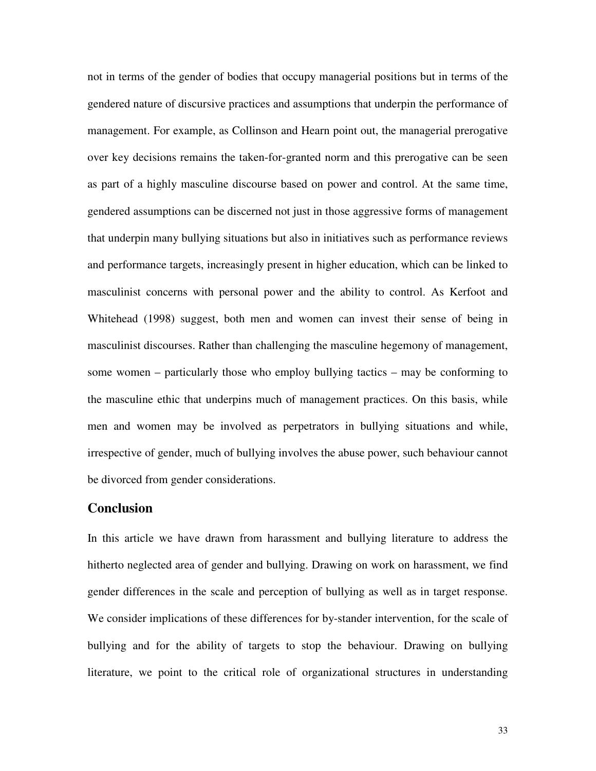not in terms of the gender of bodies that occupy managerial positions but in terms of the gendered nature of discursive practices and assumptions that underpin the performance of management. For example, as Collinson and Hearn point out, the managerial prerogative over key decisions remains the taken-for-granted norm and this prerogative can be seen as part of a highly masculine discourse based on power and control. At the same time, gendered assumptions can be discerned not just in those aggressive forms of management that underpin many bullying situations but also in initiatives such as performance reviews and performance targets, increasingly present in higher education, which can be linked to masculinist concerns with personal power and the ability to control. As Kerfoot and Whitehead (1998) suggest, both men and women can invest their sense of being in masculinist discourses. Rather than challenging the masculine hegemony of management, some women – particularly those who employ bullying tactics – may be conforming to the masculine ethic that underpins much of management practices. On this basis, while men and women may be involved as perpetrators in bullying situations and while, irrespective of gender, much of bullying involves the abuse power, such behaviour cannot be divorced from gender considerations.

## Conclusion

In this article we have drawn from harassment and bullying literature to address the hitherto neglected area of gender and bullying. Drawing on work on harassment, we find gender differences in the scale and perception of bullying as well as in target response. We consider implications of these differences for by-stander intervention, for the scale of bullying and for the ability of targets to stop the behaviour. Drawing on bullying literature, we point to the critical role of organizational structures in understanding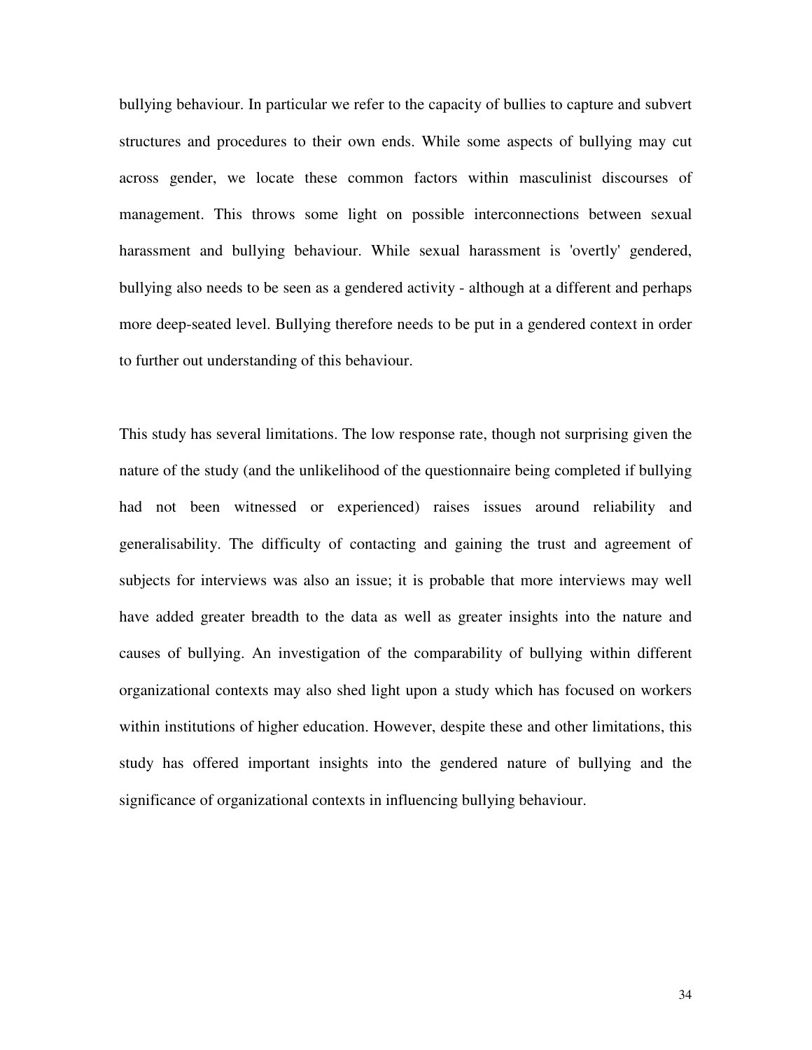bullying behaviour. In particular we refer to the capacity of bullies to capture and subvert structures and procedures to their own ends. While some aspects of bullying may cut across gender, we locate these common factors within masculinist discourses of management. This throws some light on possible interconnections between sexual harassment and bullying behaviour. While sexual harassment is 'overtly' gendered, bullying also needs to be seen as a gendered activity - although at a different and perhaps more deep-seated level. Bullying therefore needs to be put in a gendered context in order to further out understanding of this behaviour.

This study has several limitations. The low response rate, though not surprising given the nature of the study (and the unlikelihood of the questionnaire being completed if bullying had not been witnessed or experienced) raises issues around reliability and generalisability. The difficulty of contacting and gaining the trust and agreement of subjects for interviews was also an issue; it is probable that more interviews may well have added greater breadth to the data as well as greater insights into the nature and causes of bullying. An investigation of the comparability of bullying within different organizational contexts may also shed light upon a study which has focused on workers within institutions of higher education. However, despite these and other limitations, this study has offered important insights into the gendered nature of bullying and the significance of organizational contexts in influencing bullying behaviour.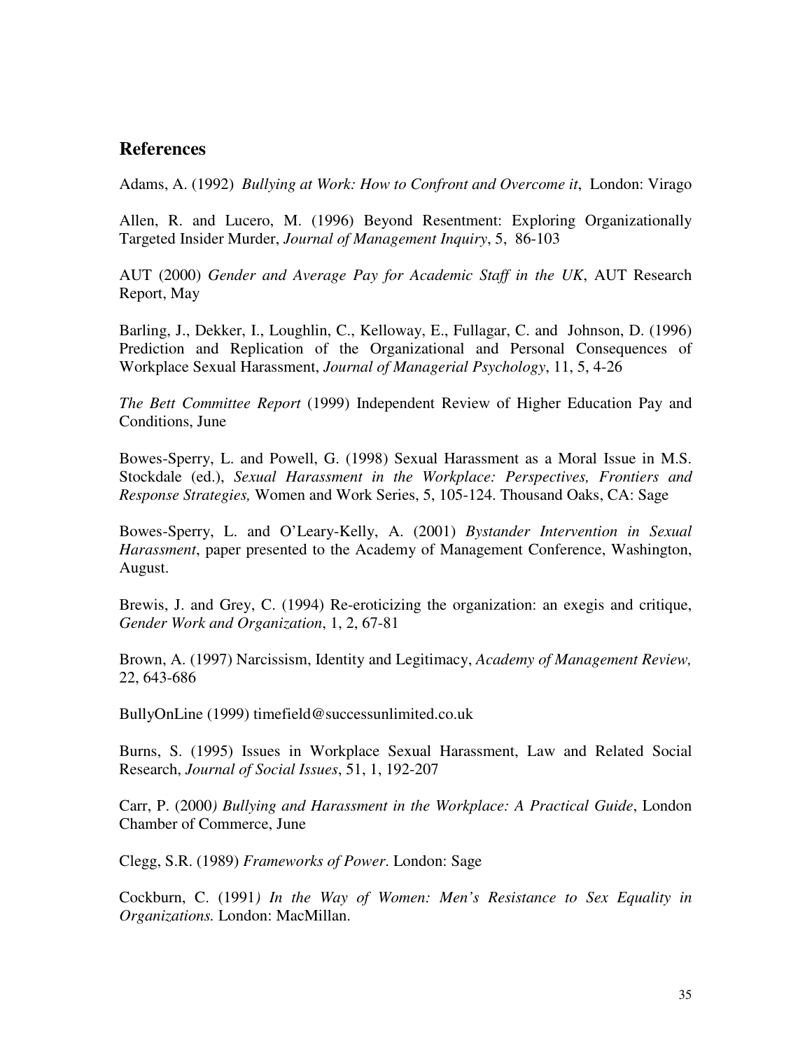## References

Adams, A. (1992) *Bullying at Work: How to Confront and Overcome it*, London: Virago

Allen, R. and Lucero, M. (1996) Beyond Resentment: Exploring Organizationally Targeted Insider Murder, *Journal of Management Inquiry*, 5, 86-103

AUT (2000) *Gender and Average Pay for Academic Staff in the UK*, AUT Research Report, May

Barling, J., Dekker, I., Loughlin, C., Kelloway, E., Fullagar, C. and Johnson, D. (1996) Prediction and Replication of the Organizational and Personal Consequences of Workplace Sexual Harassment, *Journal of Managerial Psychology*, 11, 5, 4-26

*The Bett Committee Report* (1999) Independent Review of Higher Education Pay and Conditions, June

Bowes-Sperry, L. and Powell, G. (1998) Sexual Harassment as a Moral Issue in M.S. Stockdale (ed.), *Sexual Harassment in the Workplace: Perspectives, Frontiers and Response Strategies,* Women and Work Series, 5, 105-124. Thousand Oaks, CA: Sage

Bowes-Sperry, L. and O'Leary-Kelly, A. (2001) *Bystander Intervention in Sexual Harassment*, paper presented to the Academy of Management Conference, Washington, August.

Brewis, J. and Grey, C. (1994) Re-eroticizing the organization: an exegis and critique, *Gender Work and Organization*, 1, 2, 67-81

Brown, A. (1997) Narcissism, Identity and Legitimacy, *Academy of Management Review,* 22, 643-686

BullyOnLine (1999) timefield@successunlimited.co.uk

Burns, S. (1995) Issues in Workplace Sexual Harassment, Law and Related Social Research, *Journal of Social Issues*, 51, 1, 192-207

Carr, P. (2000*) Bullying and Harassment in the Workplace: A Practical Guide*, London Chamber of Commerce, June

Clegg, S.R. (1989) *Frameworks of Power*. London: Sage

Cockburn, C. (1991*) In the Way of Women: Men's Resistance to Sex Equality in Organizations.* London: MacMillan.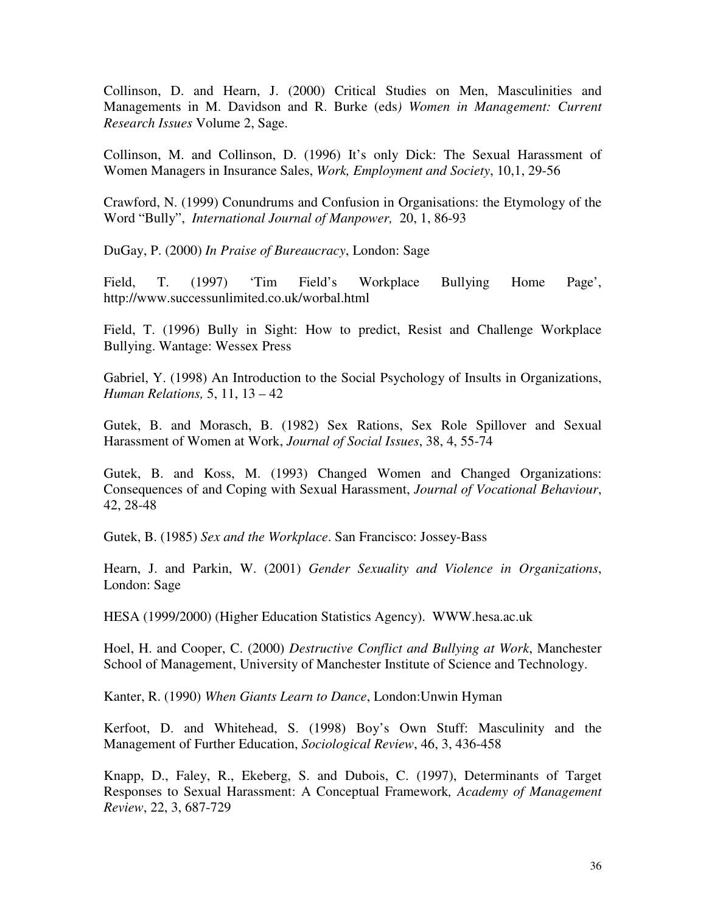Collinson, D. and Hearn, J. (2000) Critical Studies on Men, Masculinities and Managements in M. Davidson and R. Burke (eds*) Women in Management: Current Research Issues* Volume 2, Sage.

Collinson, M. and Collinson, D. (1996) It's only Dick: The Sexual Harassment of Women Managers in Insurance Sales, *Work, Employment and Society*, 10,1, 29-56

Crawford, N. (1999) Conundrums and Confusion in Organisations: the Etymology of the Word "Bully", *International Journal of Manpower,* 20, 1, 86-93

DuGay, P. (2000) *In Praise of Bureaucracy*, London: Sage

Field, T. (1997) 'Tim Field's Workplace Bullying Home Page', http://www.successunlimited.co.uk/worbal.html

Field, T. (1996) Bully in Sight: How to predict, Resist and Challenge Workplace Bullying. Wantage: Wessex Press

Gabriel, Y. (1998) An Introduction to the Social Psychology of Insults in Organizations, *Human Relations,* 5, 11, 13 – 42

Gutek, B. and Morasch, B. (1982) Sex Rations, Sex Role Spillover and Sexual Harassment of Women at Work, *Journal of Social Issues*, 38, 4, 55-74

Gutek, B. and Koss, M. (1993) Changed Women and Changed Organizations: Consequences of and Coping with Sexual Harassment, *Journal of Vocational Behaviour*, 42, 28-48

Gutek, B. (1985) *Sex and the Workplace*. San Francisco: Jossey-Bass

Hearn, J. and Parkin, W. (2001) *Gender Sexuality and Violence in Organizations*, London: Sage

HESA (1999/2000) (Higher Education Statistics Agency). WWW.hesa.ac.uk

Hoel, H. and Cooper, C. (2000) *Destructive Conflict and Bullying at Work*, Manchester School of Management, University of Manchester Institute of Science and Technology.

Kanter, R. (1990) *When Giants Learn to Dance*, London:Unwin Hyman

Kerfoot, D. and Whitehead, S. (1998) Boy's Own Stuff: Masculinity and the Management of Further Education, *Sociological Review*, 46, 3, 436-458

Knapp, D., Faley, R., Ekeberg, S. and Dubois, C. (1997), Determinants of Target Responses to Sexual Harassment: A Conceptual Framework*, Academy of Management Review*, 22, 3, 687-729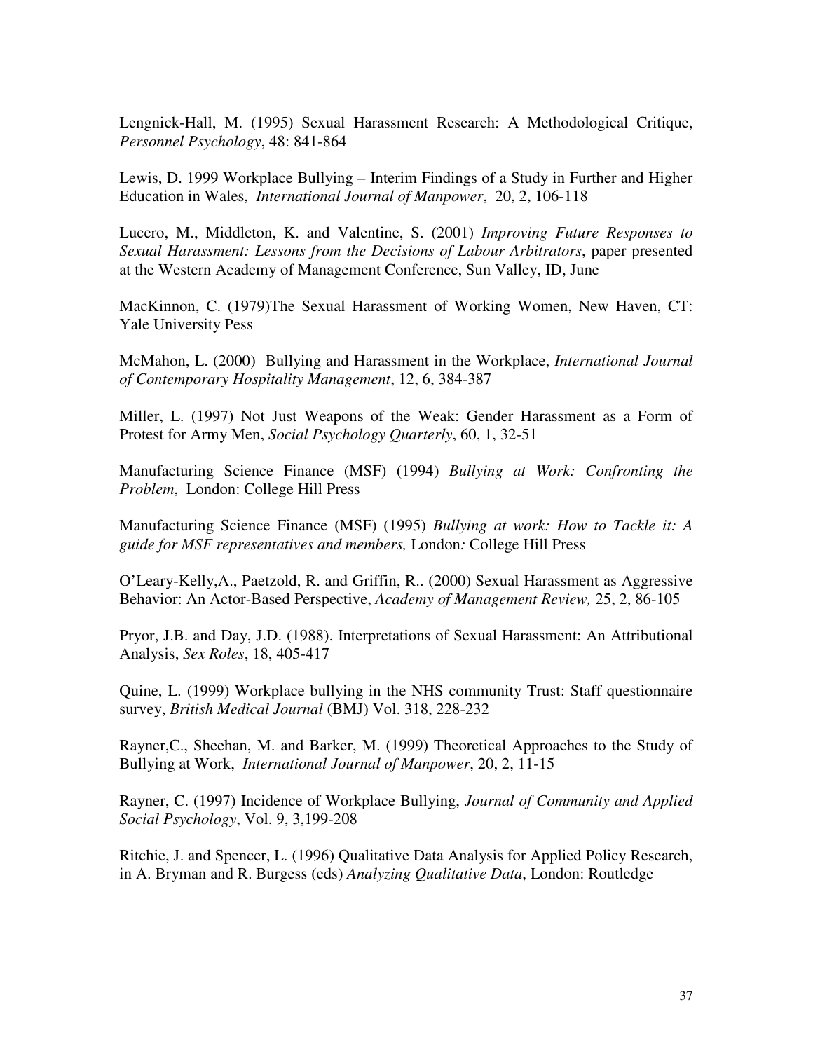Lengnick-Hall, M. (1995) Sexual Harassment Research: A Methodological Critique, *Personnel Psychology*, 48: 841-864

Lewis, D. 1999 Workplace Bullying – Interim Findings of a Study in Further and Higher Education in Wales, *International Journal of Manpower*, 20, 2, 106-118

Lucero, M., Middleton, K. and Valentine, S. (2001) *Improving Future Responses to Sexual Harassment: Lessons from the Decisions of Labour Arbitrators*, paper presented at the Western Academy of Management Conference, Sun Valley, ID, June

MacKinnon, C. (1979)The Sexual Harassment of Working Women, New Haven, CT: Yale University Pess

McMahon, L. (2000) Bullying and Harassment in the Workplace, *International Journal of Contemporary Hospitality Management*, 12, 6, 384-387

Miller, L. (1997) Not Just Weapons of the Weak: Gender Harassment as a Form of Protest for Army Men, *Social Psychology Quarterly*, 60, 1, 32-51

Manufacturing Science Finance (MSF) (1994) *Bullying at Work: Confronting the Problem*, London: College Hill Press

Manufacturing Science Finance (MSF) (1995) *Bullying at work: How to Tackle it: A guide for MSF representatives and members,* London*:* College Hill Press

O'Leary-Kelly,A., Paetzold, R. and Griffin, R.. (2000) Sexual Harassment as Aggressive Behavior: An Actor-Based Perspective, *Academy of Management Review,* 25, 2, 86-105

Pryor, J.B. and Day, J.D. (1988). Interpretations of Sexual Harassment: An Attributional Analysis, *Sex Roles*, 18, 405-417

Quine, L. (1999) Workplace bullying in the NHS community Trust: Staff questionnaire survey, *British Medical Journal* (BMJ) Vol. 318, 228-232

Rayner,C., Sheehan, M. and Barker, M. (1999) Theoretical Approaches to the Study of Bullying at Work, *International Journal of Manpower*, 20, 2, 11-15

Rayner, C. (1997) Incidence of Workplace Bullying, *Journal of Community and Applied Social Psychology*, Vol. 9, 3,199-208

Ritchie, J. and Spencer, L. (1996) Qualitative Data Analysis for Applied Policy Research, in A. Bryman and R. Burgess (eds) *Analyzing Qualitative Data*, London: Routledge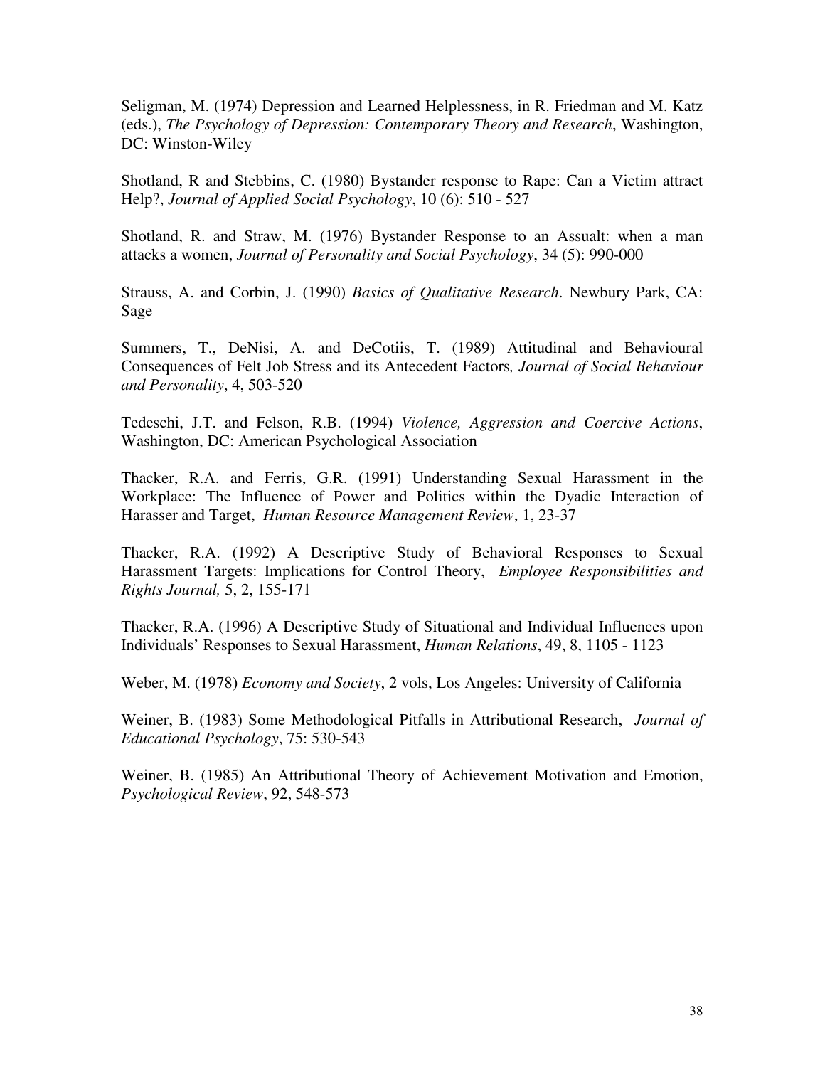Seligman, M. (1974) Depression and Learned Helplessness, in R. Friedman and M. Katz (eds.), *The Psychology of Depression: Contemporary Theory and Research*, Washington, DC: Winston-Wiley

Shotland, R and Stebbins, C. (1980) Bystander response to Rape: Can a Victim attract Help?, *Journal of Applied Social Psychology*, 10 (6): 510 - 527

Shotland, R. and Straw, M. (1976) Bystander Response to an Assualt: when a man attacks a women, *Journal of Personality and Social Psychology*, 34 (5): 990-000

Strauss, A. and Corbin, J. (1990) *Basics of Qualitative Research*. Newbury Park, CA: Sage

Summers, T., DeNisi, A. and DeCotiis, T. (1989) Attitudinal and Behavioural Consequences of Felt Job Stress and its Antecedent Factors*, Journal of Social Behaviour and Personality*, 4, 503-520

Tedeschi, J.T. and Felson, R.B. (1994) *Violence, Aggression and Coercive Actions*, Washington, DC: American Psychological Association

Thacker, R.A. and Ferris, G.R. (1991) Understanding Sexual Harassment in the Workplace: The Influence of Power and Politics within the Dyadic Interaction of Harasser and Target, *Human Resource Management Review*, 1, 23-37

Thacker, R.A. (1992) A Descriptive Study of Behavioral Responses to Sexual Harassment Targets: Implications for Control Theory, *Employee Responsibilities and Rights Journal,* 5, 2, 155-171

Thacker, R.A. (1996) A Descriptive Study of Situational and Individual Influences upon Individuals' Responses to Sexual Harassment, *Human Relations*, 49, 8, 1105 - 1123

Weber, M. (1978) *Economy and Society*, 2 vols, Los Angeles: University of California

Weiner, B. (1983) Some Methodological Pitfalls in Attributional Research, *Journal of Educational Psychology*, 75: 530-543

Weiner, B. (1985) An Attributional Theory of Achievement Motivation and Emotion, *Psychological Review*, 92, 548-573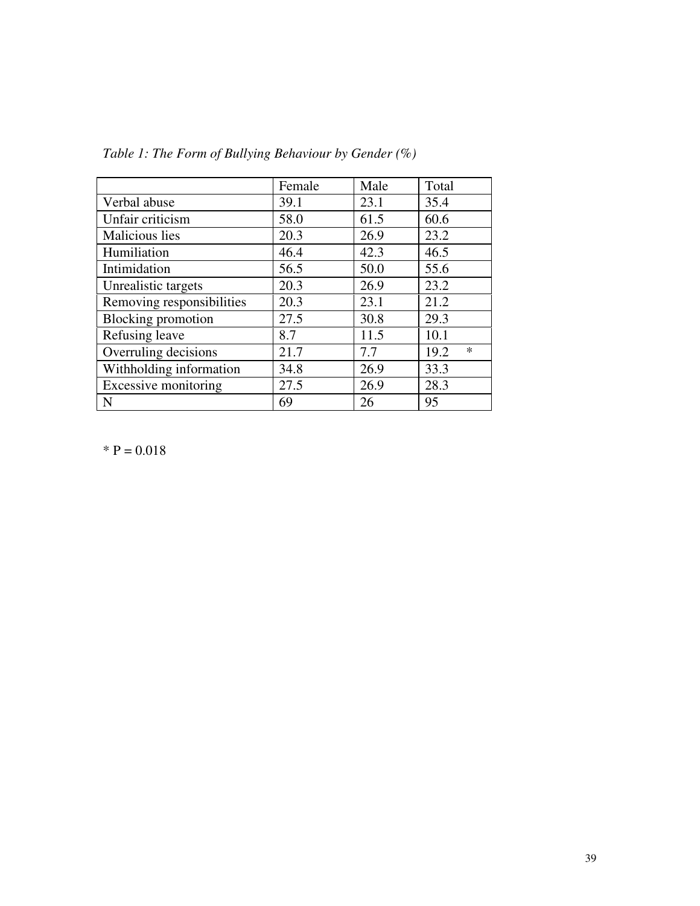*Table 1: The Form of Bullying Behaviour by Gender (%)*

| | Female | Male | Total |
|---|---|---|---|
| Verbal abuse | 39.1 | 23.1 | 35.4 |
| Unfair criticism | 58.0 | 61.5 | 60.6 |
| Malicious lies | 20.3 | 26.9 | 23.2 |
| Humiliation | 46.4 | 42.3 | 46.5 |
| Intimidation | 56.5 | 50.0 | 55.6 |
| Unrealistic targets | 20.3 | 26.9 | 23.2 |
| Removing responsibilities | 20.3 | 23.1 | 21.2 |
| Blocking promotion | 27.5 | 30.8 | 29.3 |
| Refusing leave | 8.7 | 11.5 | 10.1 |
| Overruling decisions | 21.7 | 7.7 | 19.2 * |
| Withholding information | 34.8 | 26.9 | 33.3 |
| Excessive monitoring | 27.5 | 26.9 | 28.3 |
| N | 69 | 26 | 95 |

* P = 0.018